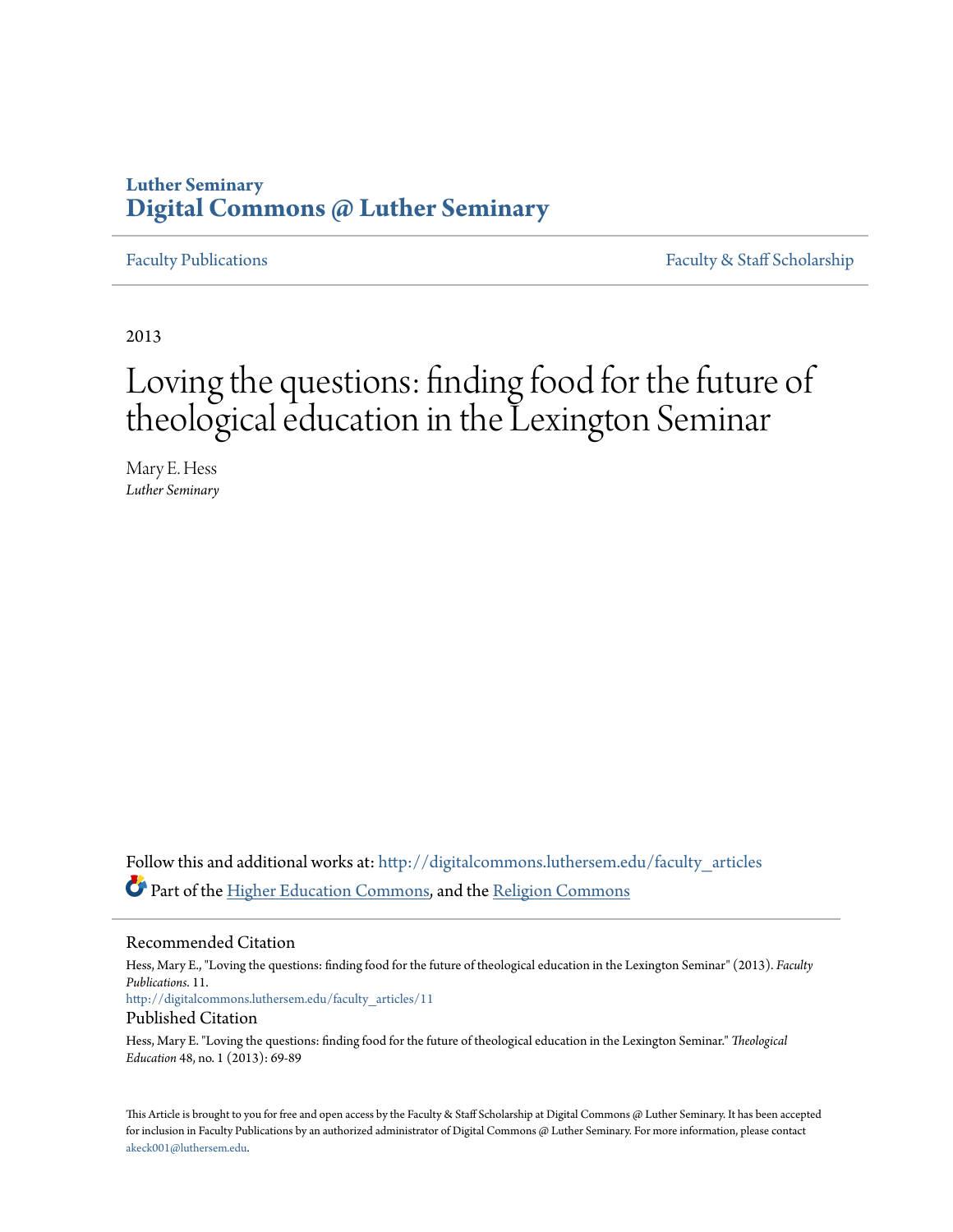Luther Seminary

# Digital Commons @ Luther Seminary

Faculty Publications | Faculty & Staff Scholarship

2013

# Loving the questions: finding food for the future of theological education in the Lexington Seminar

Mary E. Hess
*Luther Seminary*

Follow this and additional works at: http://digitalcommons.luthersem.edu/faculty_articles

Part of the Higher Education Commons, and the Religion Commons

## Recommended Citation

Hess, Mary E., "Loving the questions: finding food for the future of theological education in the Lexington Seminar" (2013). *Faculty Publications*. 11.
http://digitalcommons.luthersem.edu/faculty_articles/11

## Published Citation

Hess, Mary E. "Loving the questions: finding food for the future of theological education in the Lexington Seminar." *Theological Education* 48, no. 1 (2013): 69-89

This Article is brought to you for free and open access by the Faculty & Staff Scholarship at Digital Commons @ Luther Seminary. It has been accepted for inclusion in Faculty Publications by an authorized administrator of Digital Commons @ Luther Seminary. For more information, please contact akeck001@luthersem.edu.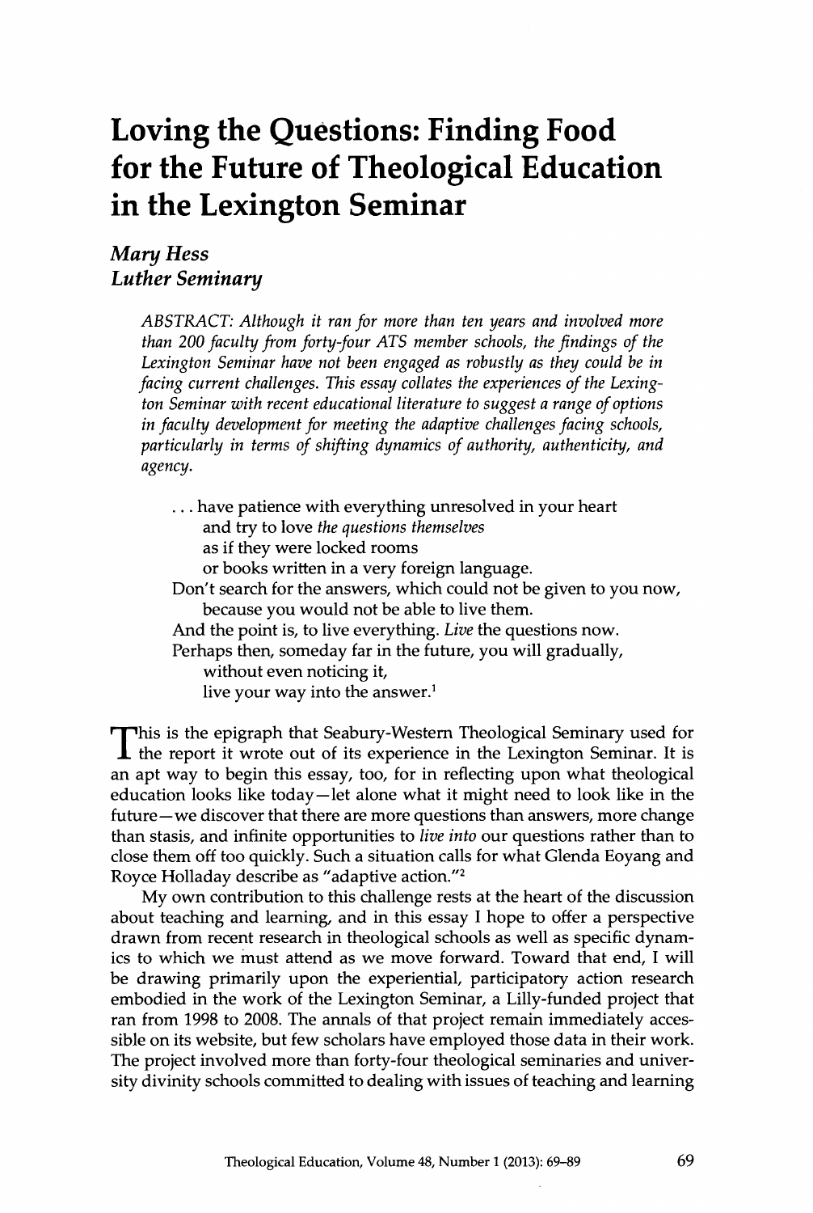# Loving the Questions: Finding Food for the Future of Theological Education in the Lexington Seminar

*Mary Hess*
*Luther Seminary*

> *ABSTRACT: Although it ran for more than ten years and involved more than 200 faculty from forty-four ATS member schools, the findings of the Lexington Seminar have not been engaged as robustly as they could be in facing current challenges. This essay collates the experiences of the Lexington Seminar with recent educational literature to suggest a range of options in faculty development for meeting the adaptive challenges facing schools, particularly in terms of shifting dynamics of authority, authenticity, and agency.*

> . . . have patience with everything unresolved in your heart
> and try to love *the questions themselves*
> as if they were locked rooms
> or books written in a very foreign language.
> Don't search for the answers, which could not be given to you now,
> because you would not be able to live them.
> And the point is, to live everything. *Live* the questions now.
> Perhaps then, someday far in the future, you will gradually,
> without even noticing it,
> live your way into the answer.[1]

This is the epigraph that Seabury-Western Theological Seminary used for the report it wrote out of its experience in the Lexington Seminar. It is an apt way to begin this essay, too, for in reflecting upon what theological education looks like today—let alone what it might need to look like in the future—we discover that there are more questions than answers, more change than stasis, and infinite opportunities to *live into* our questions rather than to close them off too quickly. Such a situation calls for what Glenda Eoyang and Royce Holladay describe as "adaptive action."[2]

My own contribution to this challenge rests at the heart of the discussion about teaching and learning, and in this essay I hope to offer a perspective drawn from recent research in theological schools as well as specific dynamics to which we must attend as we move forward. Toward that end, I will be drawing primarily upon the experiential, participatory action research embodied in the work of the Lexington Seminar, a Lilly-funded project that ran from 1998 to 2008. The annals of that project remain immediately accessible on its website, but few scholars have employed those data in their work. The project involved more than forty-four theological seminaries and university divinity schools committed to dealing with issues of teaching and learning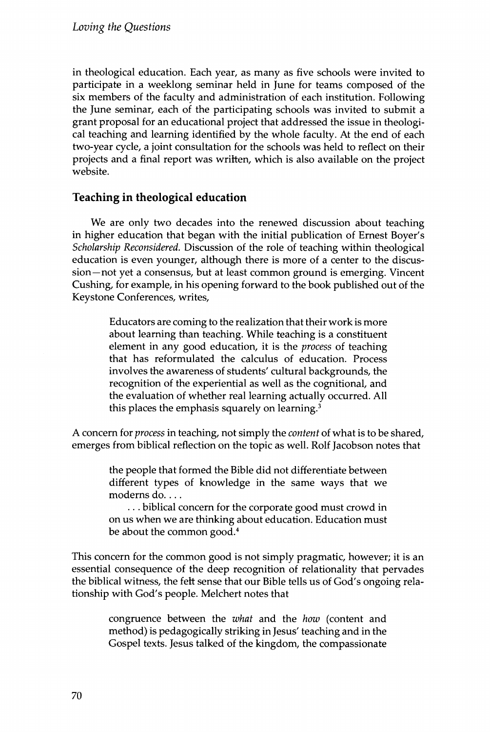in theological education. Each year, as many as five schools were invited to participate in a weeklong seminar held in June for teams composed of the six members of the faculty and administration of each institution. Following the June seminar, each of the participating schools was invited to submit a grant proposal for an educational project that addressed the issue in theological teaching and learning identified by the whole faculty. At the end of each two-year cycle, a joint consultation for the schools was held to reflect on their projects and a final report was written, which is also available on the project website.

## Teaching in theological education

We are only two decades into the renewed discussion about teaching in higher education that began with the initial publication of Ernest Boyer's *Scholarship Reconsidered.* Discussion of the role of teaching within theological education is even younger, although there is more of a center to the discussion—not yet a consensus, but at least common ground is emerging. Vincent Cushing, for example, in his opening forward to the book published out of the Keystone Conferences, writes,

> Educators are coming to the realization that their work is more about learning than teaching. While teaching is a constituent element in any good education, it is the *process* of teaching that has reformulated the calculus of education. Process involves the awareness of students' cultural backgrounds, the recognition of the experiential as well as the cognitional, and the evaluation of whether real learning actually occurred. All this places the emphasis squarely on learning.[3]

A concern for *process* in teaching, not simply the *content* of what is to be shared, emerges from biblical reflection on the topic as well. Rolf Jacobson notes that

> the people that formed the Bible did not differentiate between different types of knowledge in the same ways that we moderns do. . . .
>
> . . . biblical concern for the corporate good must crowd in on us when we are thinking about education. Education must be about the common good.[4]

This concern for the common good is not simply pragmatic, however; it is an essential consequence of the deep recognition of relationality that pervades the biblical witness, the felt sense that our Bible tells us of God's ongoing relationship with God's people. Melchert notes that

> congruence between the *what* and the *how* (content and method) is pedagogically striking in Jesus' teaching and in the Gospel texts. Jesus talked of the kingdom, the compassionate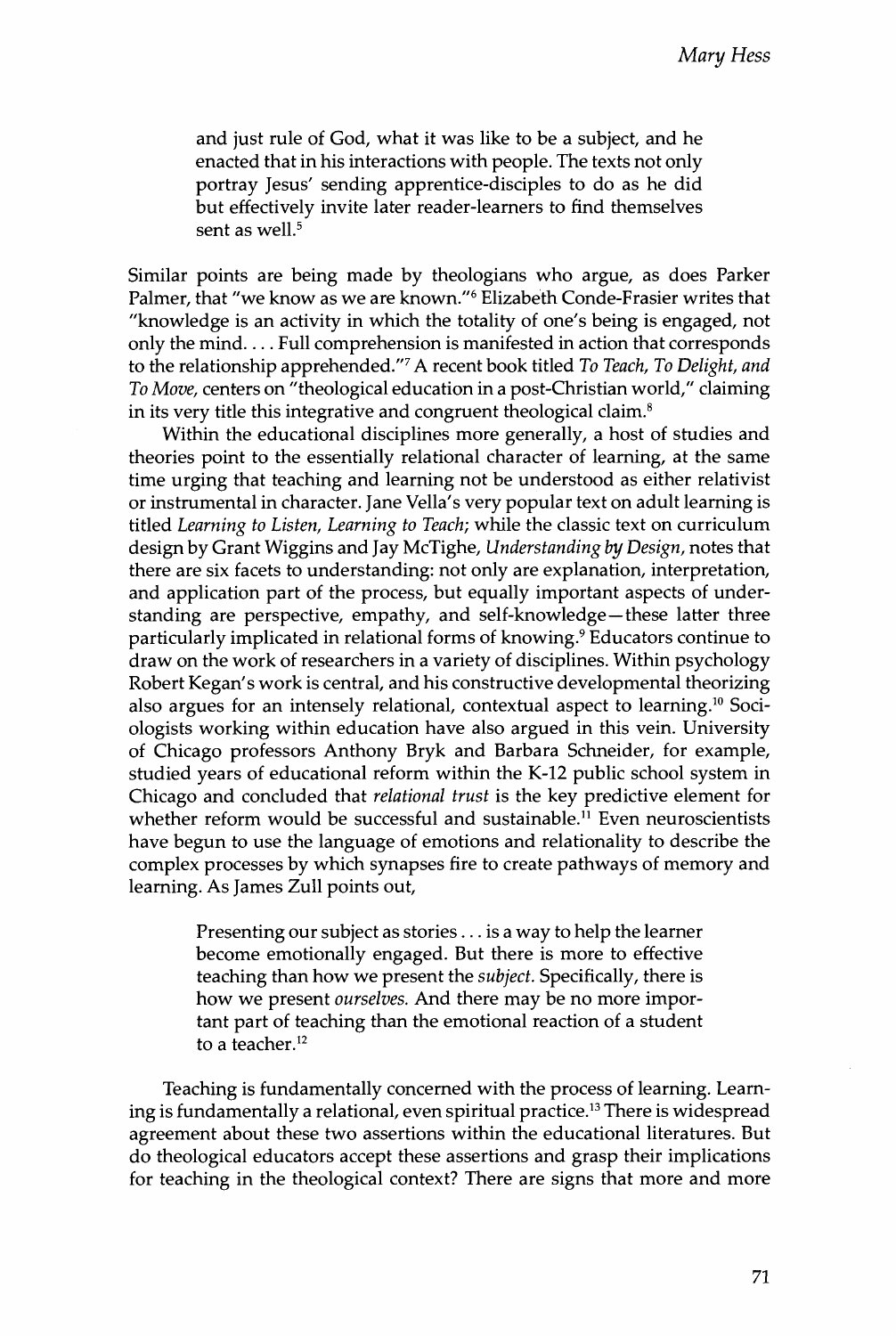> and just rule of God, what it was like to be a subject, and he enacted that in his interactions with people. The texts not only portray Jesus' sending apprentice-disciples to do as he did but effectively invite later reader-learners to find themselves sent as well.[5]

Similar points are being made by theologians who argue, as does Parker Palmer, that "we know as we are known."[6] Elizabeth Conde-Frasier writes that "knowledge is an activity in which the totality of one's being is engaged, not only the mind. . . . Full comprehension is manifested in action that corresponds to the relationship apprehended."[7] A recent book titled *To Teach, To Delight, and To Move,* centers on "theological education in a post-Christian world," claiming in its very title this integrative and congruent theological claim.[8]

Within the educational disciplines more generally, a host of studies and theories point to the essentially relational character of learning, at the same time urging that teaching and learning not be understood as either relativist or instrumental in character. Jane Vella's very popular text on adult learning is titled *Learning to Listen, Learning to Teach;* while the classic text on curriculum design by Grant Wiggins and Jay McTighe, *Understanding by Design,* notes that there are six facets to understanding: not only are explanation, interpretation, and application part of the process, but equally important aspects of understanding are perspective, empathy, and self-knowledge—these latter three particularly implicated in relational forms of knowing.[9] Educators continue to draw on the work of researchers in a variety of disciplines. Within psychology Robert Kegan's work is central, and his constructive developmental theorizing also argues for an intensely relational, contextual aspect to learning.[10] Sociologists working within education have also argued in this vein. University of Chicago professors Anthony Bryk and Barbara Schneider, for example, studied years of educational reform within the K-12 public school system in Chicago and concluded that *relational trust* is the key predictive element for whether reform would be successful and sustainable.[11] Even neuroscientists have begun to use the language of emotions and relationality to describe the complex processes by which synapses fire to create pathways of memory and learning. As James Zull points out,

> Presenting our subject as stories . . . is a way to help the learner become emotionally engaged. But there is more to effective teaching than how we present the *subject.* Specifically, there is how we present *ourselves.* And there may be no more important part of teaching than the emotional reaction of a student to a teacher.[12]

Teaching is fundamentally concerned with the process of learning. Learning is fundamentally a relational, even spiritual practice.[13] There is widespread agreement about these two assertions within the educational literatures. But do theological educators accept these assertions and grasp their implications for teaching in the theological context? There are signs that more and more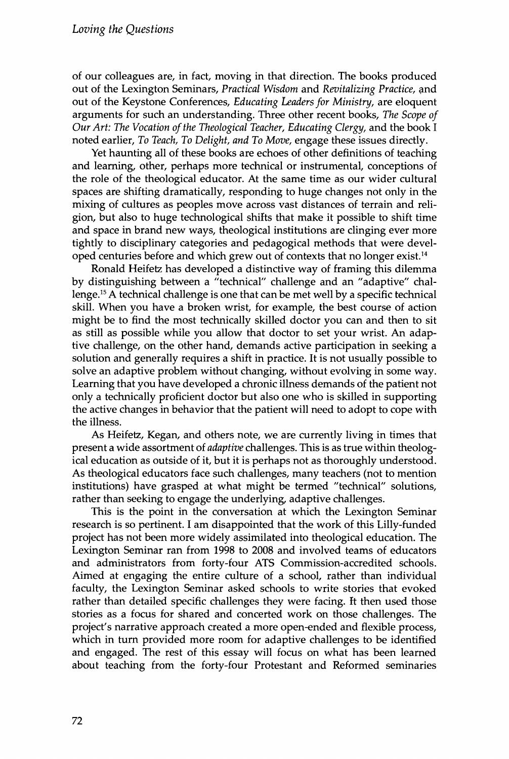of our colleagues are, in fact, moving in that direction. The books produced out of the Lexington Seminars, *Practical Wisdom* and *Revitalizing Practice*, and out of the Keystone Conferences, *Educating Leaders for Ministry*, are eloquent arguments for such an understanding. Three other recent books, *The Scope of Our Art: The Vocation of the Theological Teacher*, *Educating Clergy*, and the book I noted earlier, *To Teach, To Delight, and To Move*, engage these issues directly.

Yet haunting all of these books are echoes of other definitions of teaching and learning, other, perhaps more technical or instrumental, conceptions of the role of the theological educator. At the same time as our wider cultural spaces are shifting dramatically, responding to huge changes not only in the mixing of cultures as peoples move across vast distances of terrain and religion, but also to huge technological shifts that make it possible to shift time and space in brand new ways, theological institutions are clinging ever more tightly to disciplinary categories and pedagogical methods that were developed centuries before and which grew out of contexts that no longer exist.[14]

Ronald Heifetz has developed a distinctive way of framing this dilemma by distinguishing between a "technical" challenge and an "adaptive" challenge.[15] A technical challenge is one that can be met well by a specific technical skill. When you have a broken wrist, for example, the best course of action might be to find the most technically skilled doctor you can and then to sit as still as possible while you allow that doctor to set your wrist. An adaptive challenge, on the other hand, demands active participation in seeking a solution and generally requires a shift in practice. It is not usually possible to solve an adaptive problem without changing, without evolving in some way. Learning that you have developed a chronic illness demands of the patient not only a technically proficient doctor but also one who is skilled in supporting the active changes in behavior that the patient will need to adopt to cope with the illness.

As Heifetz, Kegan, and others note, we are currently living in times that present a wide assortment of *adaptive* challenges. This is as true within theological education as outside of it, but it is perhaps not as thoroughly understood. As theological educators face such challenges, many teachers (not to mention institutions) have grasped at what might be termed "technical" solutions, rather than seeking to engage the underlying, adaptive challenges.

This is the point in the conversation at which the Lexington Seminar research is so pertinent. I am disappointed that the work of this Lilly-funded project has not been more widely assimilated into theological education. The Lexington Seminar ran from 1998 to 2008 and involved teams of educators and administrators from forty-four ATS Commission-accredited schools. Aimed at engaging the entire culture of a school, rather than individual faculty, the Lexington Seminar asked schools to write stories that evoked rather than detailed specific challenges they were facing. It then used those stories as a focus for shared and concerted work on those challenges. The project's narrative approach created a more open-ended and flexible process, which in turn provided more room for adaptive challenges to be identified and engaged. The rest of this essay will focus on what has been learned about teaching from the forty-four Protestant and Reformed seminaries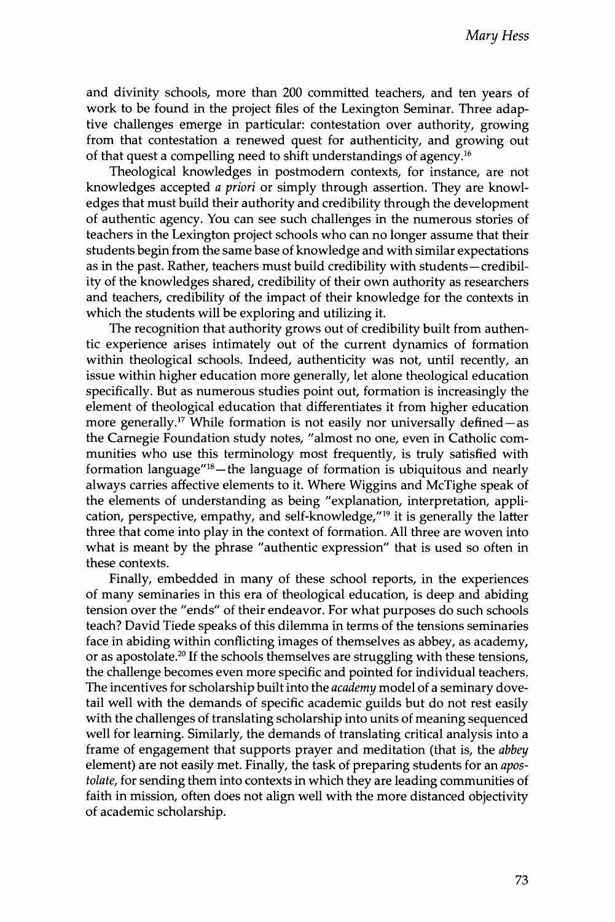and divinity schools, more than 200 committed teachers, and ten years of work to be found in the project files of the Lexington Seminar. Three adaptive challenges emerge in particular: contestation over authority, growing from that contestation a renewed quest for authenticity, and growing out of that quest a compelling need to shift understandings of agency.[16]

Theological knowledges in postmodern contexts, for instance, are not knowledges accepted *a priori* or simply through assertion. They are knowledges that must build their authority and credibility through the development of authentic agency. You can see such challenges in the numerous stories of teachers in the Lexington project schools who can no longer assume that their students begin from the same base of knowledge and with similar expectations as in the past. Rather, teachers must build credibility with students—credibility of the knowledges shared, credibility of their own authority as researchers and teachers, credibility of the impact of their knowledge for the contexts in which the students will be exploring and utilizing it.

The recognition that authority grows out of credibility built from authentic experience arises intimately out of the current dynamics of formation within theological schools. Indeed, authenticity was not, until recently, an issue within higher education more generally, let alone theological education specifically. But as numerous studies point out, formation is increasingly the element of theological education that differentiates it from higher education more generally.[17] While formation is not easily nor universally defined—as the Carnegie Foundation study notes, "almost no one, even in Catholic communities who use this terminology most frequently, is truly satisfied with formation language"[18]—the language of formation is ubiquitous and nearly always carries affective elements to it. Where Wiggins and McTighe speak of the elements of understanding as being "explanation, interpretation, application, perspective, empathy, and self-knowledge,"[19] it is generally the latter three that come into play in the context of formation. All three are woven into what is meant by the phrase "authentic expression" that is used so often in these contexts.

Finally, embedded in many of these school reports, in the experiences of many seminaries in this era of theological education, is deep and abiding tension over the "ends" of their endeavor. For what purposes do such schools teach? David Tiede speaks of this dilemma in terms of the tensions seminaries face in abiding within conflicting images of themselves as abbey, as academy, or as apostolate.[20] If the schools themselves are struggling with these tensions, the challenge becomes even more specific and pointed for individual teachers. The incentives for scholarship built into the *academy* model of a seminary dovetail well with the demands of specific academic guilds but do not rest easily with the challenges of translating scholarship into units of meaning sequenced well for learning. Similarly, the demands of translating critical analysis into a frame of engagement that supports prayer and meditation (that is, the *abbey* element) are not easily met. Finally, the task of preparing students for an *apostolate*, for sending them into contexts in which they are leading communities of faith in mission, often does not align well with the more distanced objectivity of academic scholarship.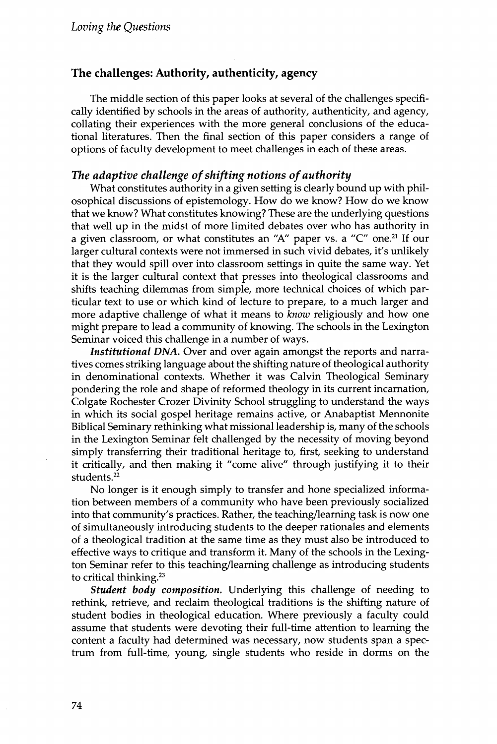## The challenges: Authority, authenticity, agency

The middle section of this paper looks at several of the challenges specifically identified by schools in the areas of authority, authenticity, and agency, collating their experiences with the more general conclusions of the educational literatures. Then the final section of this paper considers a range of options of faculty development to meet challenges in each of these areas.

### *The adaptive challenge of shifting notions of authority*

What constitutes authority in a given setting is clearly bound up with philosophical discussions of epistemology. How do we know? How do we know that we know? What constitutes knowing? These are the underlying questions that well up in the midst of more limited debates over who has authority in a given classroom, or what constitutes an "A" paper vs. a "C" one.[21] If our larger cultural contexts were not immersed in such vivid debates, it's unlikely that they would spill over into classroom settings in quite the same way. Yet it is the larger cultural context that presses into theological classrooms and shifts teaching dilemmas from simple, more technical choices of which particular text to use or which kind of lecture to prepare, to a much larger and more adaptive challenge of what it means to *know* religiously and how one might prepare to lead a community of knowing. The schools in the Lexington Seminar voiced this challenge in a number of ways.

***Institutional DNA.*** Over and over again amongst the reports and narratives comes striking language about the shifting nature of theological authority in denominational contexts. Whether it was Calvin Theological Seminary pondering the role and shape of reformed theology in its current incarnation, Colgate Rochester Crozer Divinity School struggling to understand the ways in which its social gospel heritage remains active, or Anabaptist Mennonite Biblical Seminary rethinking what missional leadership is, many of the schools in the Lexington Seminar felt challenged by the necessity of moving beyond simply transferring their traditional heritage to, first, seeking to understand it critically, and then making it "come alive" through justifying it to their students.[22]

No longer is it enough simply to transfer and hone specialized information between members of a community who have been previously socialized into that community's practices. Rather, the teaching/learning task is now one of simultaneously introducing students to the deeper rationales and elements of a theological tradition at the same time as they must also be introduced to effective ways to critique and transform it. Many of the schools in the Lexington Seminar refer to this teaching/learning challenge as introducing students to critical thinking.[23]

***Student body composition.*** Underlying this challenge of needing to rethink, retrieve, and reclaim theological traditions is the shifting nature of student bodies in theological education. Where previously a faculty could assume that students were devoting their full-time attention to learning the content a faculty had determined was necessary, now students span a spectrum from full-time, young, single students who reside in dorms on the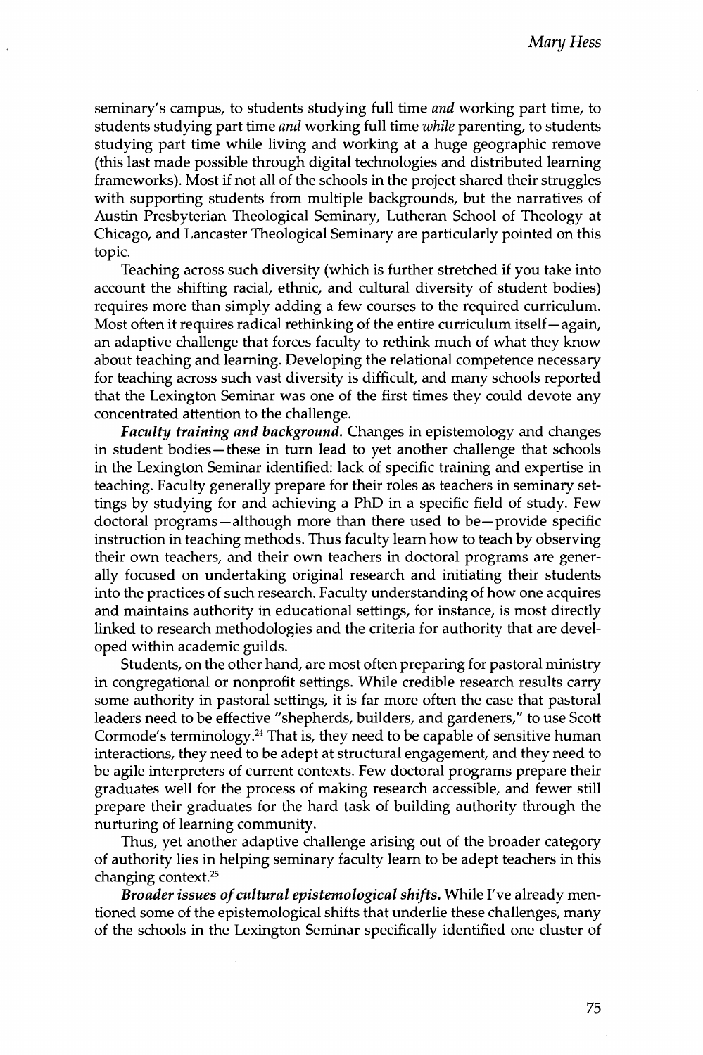seminary's campus, to students studying full time *and* working part time, to students studying part time *and* working full time *while* parenting, to students studying part time while living and working at a huge geographic remove (this last made possible through digital technologies and distributed learning frameworks). Most if not all of the schools in the project shared their struggles with supporting students from multiple backgrounds, but the narratives of Austin Presbyterian Theological Seminary, Lutheran School of Theology at Chicago, and Lancaster Theological Seminary are particularly pointed on this topic.

Teaching across such diversity (which is further stretched if you take into account the shifting racial, ethnic, and cultural diversity of student bodies) requires more than simply adding a few courses to the required curriculum. Most often it requires radical rethinking of the entire curriculum itself—again, an adaptive challenge that forces faculty to rethink much of what they know about teaching and learning. Developing the relational competence necessary for teaching across such vast diversity is difficult, and many schools reported that the Lexington Seminar was one of the first times they could devote any concentrated attention to the challenge.

***Faculty training and background.*** Changes in epistemology and changes in student bodies—these in turn lead to yet another challenge that schools in the Lexington Seminar identified: lack of specific training and expertise in teaching. Faculty generally prepare for their roles as teachers in seminary settings by studying for and achieving a PhD in a specific field of study. Few doctoral programs—although more than there used to be—provide specific instruction in teaching methods. Thus faculty learn how to teach by observing their own teachers, and their own teachers in doctoral programs are generally focused on undertaking original research and initiating their students into the practices of such research. Faculty understanding of how one acquires and maintains authority in educational settings, for instance, is most directly linked to research methodologies and the criteria for authority that are developed within academic guilds.

Students, on the other hand, are most often preparing for pastoral ministry in congregational or nonprofit settings. While credible research results carry some authority in pastoral settings, it is far more often the case that pastoral leaders need to be effective "shepherds, builders, and gardeners," to use Scott Cormode's terminology.[24] That is, they need to be capable of sensitive human interactions, they need to be adept at structural engagement, and they need to be agile interpreters of current contexts. Few doctoral programs prepare their graduates well for the process of making research accessible, and fewer still prepare their graduates for the hard task of building authority through the nurturing of learning community.

Thus, yet another adaptive challenge arising out of the broader category of authority lies in helping seminary faculty learn to be adept teachers in this changing context.[25]

***Broader issues of cultural epistemological shifts.*** While I've already mentioned some of the epistemological shifts that underlie these challenges, many of the schools in the Lexington Seminar specifically identified one cluster of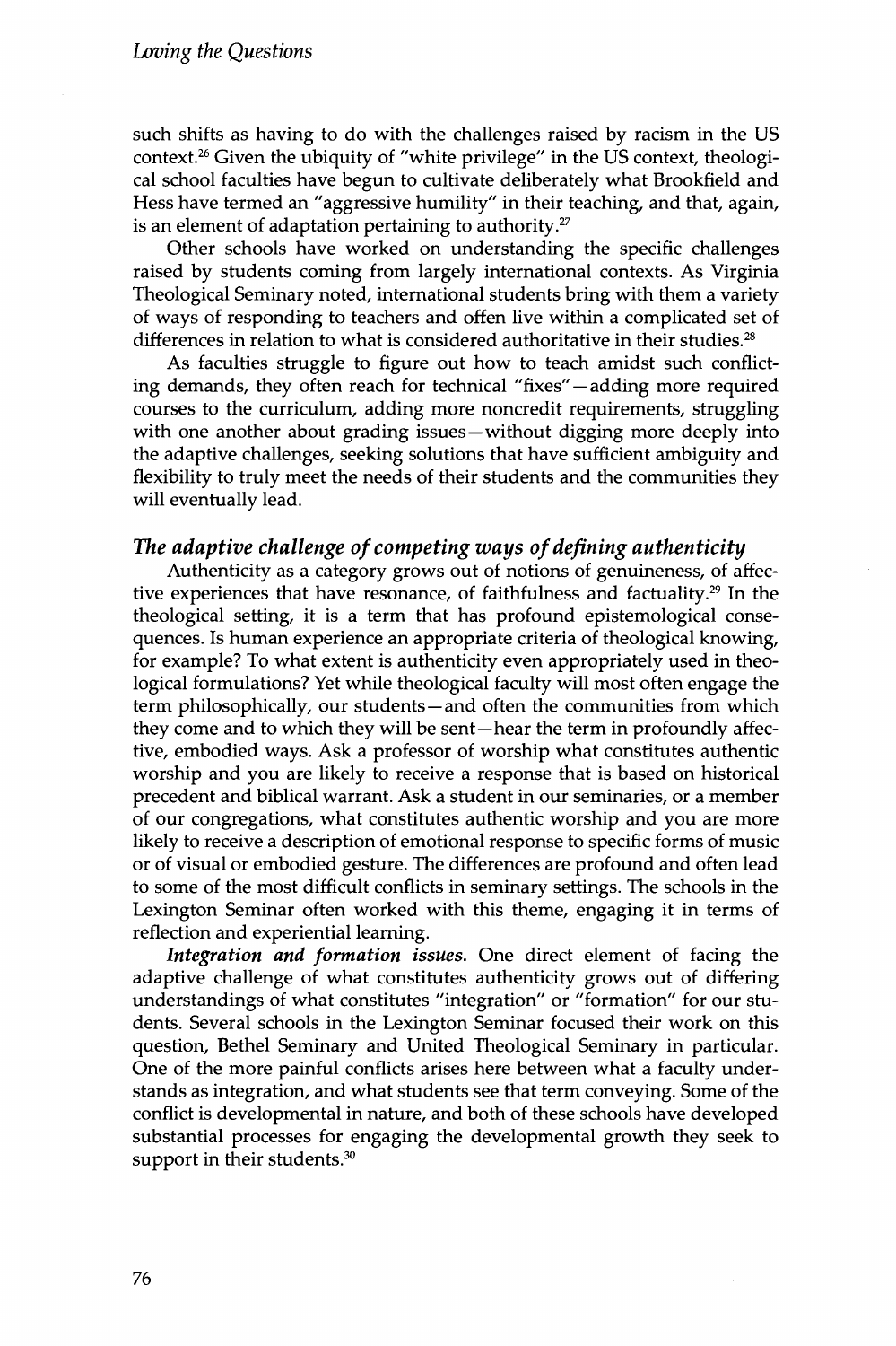such shifts as having to do with the challenges raised by racism in the US context.[26] Given the ubiquity of "white privilege" in the US context, theological school faculties have begun to cultivate deliberately what Brookfield and Hess have termed an "aggressive humility" in their teaching, and that, again, is an element of adaptation pertaining to authority.[27]

Other schools have worked on understanding the specific challenges raised by students coming from largely international contexts. As Virginia Theological Seminary noted, international students bring with them a variety of ways of responding to teachers and often live within a complicated set of differences in relation to what is considered authoritative in their studies.[28]

As faculties struggle to figure out how to teach amidst such conflicting demands, they often reach for technical "fixes"—adding more required courses to the curriculum, adding more noncredit requirements, struggling with one another about grading issues—without digging more deeply into the adaptive challenges, seeking solutions that have sufficient ambiguity and flexibility to truly meet the needs of their students and the communities they will eventually lead.

### *The adaptive challenge of competing ways of defining authenticity*

Authenticity as a category grows out of notions of genuineness, of affective experiences that have resonance, of faithfulness and factuality.[29] In the theological setting, it is a term that has profound epistemological consequences. Is human experience an appropriate criteria of theological knowing, for example? To what extent is authenticity even appropriately used in theological formulations? Yet while theological faculty will most often engage the term philosophically, our students—and often the communities from which they come and to which they will be sent—hear the term in profoundly affective, embodied ways. Ask a professor of worship what constitutes authentic worship and you are likely to receive a response that is based on historical precedent and biblical warrant. Ask a student in our seminaries, or a member of our congregations, what constitutes authentic worship and you are more likely to receive a description of emotional response to specific forms of music or of visual or embodied gesture. The differences are profound and often lead to some of the most difficult conflicts in seminary settings. The schools in the Lexington Seminar often worked with this theme, engaging it in terms of reflection and experiential learning.

***Integration and formation issues.*** One direct element of facing the adaptive challenge of what constitutes authenticity grows out of differing understandings of what constitutes "integration" or "formation" for our students. Several schools in the Lexington Seminar focused their work on this question, Bethel Seminary and United Theological Seminary in particular. One of the more painful conflicts arises here between what a faculty understands as integration, and what students see that term conveying. Some of the conflict is developmental in nature, and both of these schools have developed substantial processes for engaging the developmental growth they seek to support in their students.[30]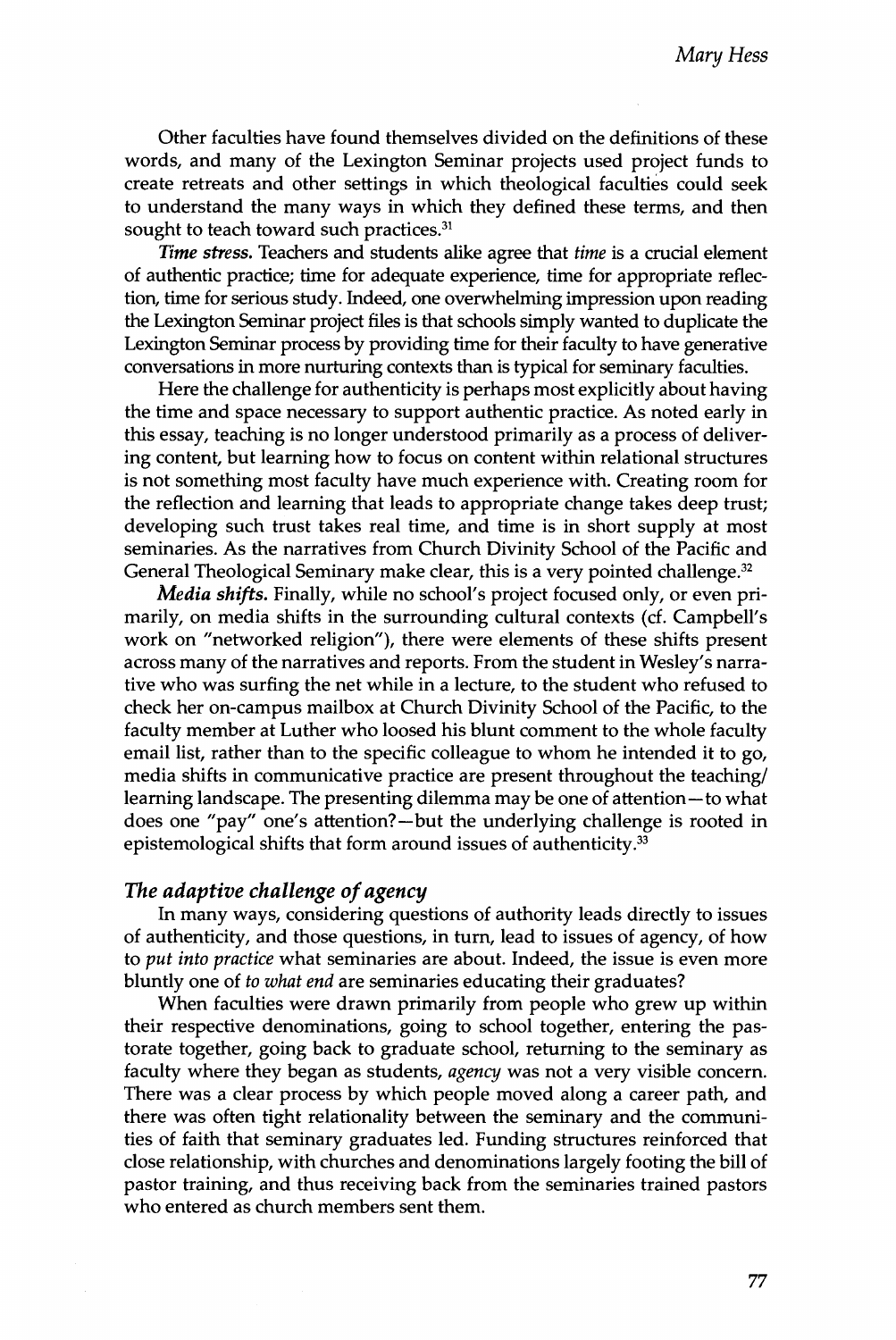Other faculties have found themselves divided on the definitions of these words, and many of the Lexington Seminar projects used project funds to create retreats and other settings in which theological faculties could seek to understand the many ways in which they defined these terms, and then sought to teach toward such practices.[31]

*Time stress.* Teachers and students alike agree that *time* is a crucial element of authentic practice; time for adequate experience, time for appropriate reflection, time for serious study. Indeed, one overwhelming impression upon reading the Lexington Seminar project files is that schools simply wanted to duplicate the Lexington Seminar process by providing time for their faculty to have generative conversations in more nurturing contexts than is typical for seminary faculties.

Here the challenge for authenticity is perhaps most explicitly about having the time and space necessary to support authentic practice. As noted early in this essay, teaching is no longer understood primarily as a process of delivering content, but learning how to focus on content within relational structures is not something most faculty have much experience with. Creating room for the reflection and learning that leads to appropriate change takes deep trust; developing such trust takes real time, and time is in short supply at most seminaries. As the narratives from Church Divinity School of the Pacific and General Theological Seminary make clear, this is a very pointed challenge.[32]

***Media shifts.*** Finally, while no school's project focused only, or even primarily, on media shifts in the surrounding cultural contexts (cf. Campbell's work on "networked religion"), there were elements of these shifts present across many of the narratives and reports. From the student in Wesley's narrative who was surfing the net while in a lecture, to the student who refused to check her on-campus mailbox at Church Divinity School of the Pacific, to the faculty member at Luther who loosed his blunt comment to the whole faculty email list, rather than to the specific colleague to whom he intended it to go, media shifts in communicative practice are present throughout the teaching/learning landscape. The presenting dilemma may be one of attention—to what does one "pay" one's attention?—but the underlying challenge is rooted in epistemological shifts that form around issues of authenticity.[33]

### *The adaptive challenge of agency*

In many ways, considering questions of authority leads directly to issues of authenticity, and those questions, in turn, lead to issues of agency, of how to *put into practice* what seminaries are about. Indeed, the issue is even more bluntly one of *to what end* are seminaries educating their graduates?

When faculties were drawn primarily from people who grew up within their respective denominations, going to school together, entering the pastorate together, going back to graduate school, returning to the seminary as faculty where they began as students, *agency* was not a very visible concern. There was a clear process by which people moved along a career path, and there was often tight relationality between the seminary and the communities of faith that seminary graduates led. Funding structures reinforced that close relationship, with churches and denominations largely footing the bill of pastor training, and thus receiving back from the seminaries trained pastors who entered as church members sent them.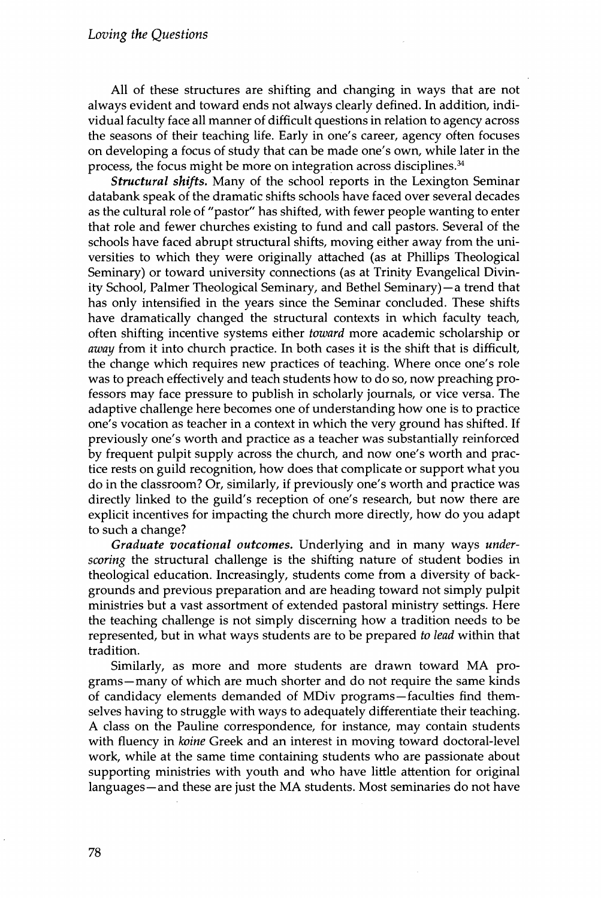All of these structures are shifting and changing in ways that are not always evident and toward ends not always clearly defined. In addition, individual faculty face all manner of difficult questions in relation to agency across the seasons of their teaching life. Early in one's career, agency often focuses on developing a focus of study that can be made one's own, while later in the process, the focus might be more on integration across disciplines.[34]

***Structural shifts.*** Many of the school reports in the Lexington Seminar databank speak of the dramatic shifts schools have faced over several decades as the cultural role of "pastor" has shifted, with fewer people wanting to enter that role and fewer churches existing to fund and call pastors. Several of the schools have faced abrupt structural shifts, moving either away from the universities to which they were originally attached (as at Phillips Theological Seminary) or toward university connections (as at Trinity Evangelical Divinity School, Palmer Theological Seminary, and Bethel Seminary)—a trend that has only intensified in the years since the Seminar concluded. These shifts have dramatically changed the structural contexts in which faculty teach, often shifting incentive systems either *toward* more academic scholarship or *away* from it into church practice. In both cases it is the shift that is difficult, the change which requires new practices of teaching. Where once one's role was to preach effectively and teach students how to do so, now preaching professors may face pressure to publish in scholarly journals, or vice versa. The adaptive challenge here becomes one of understanding how one is to practice one's vocation as teacher in a context in which the very ground has shifted. If previously one's worth and practice as a teacher was substantially reinforced by frequent pulpit supply across the church, and now one's worth and practice rests on guild recognition, how does that complicate or support what you do in the classroom? Or, similarly, if previously one's worth and practice was directly linked to the guild's reception of one's research, but now there are explicit incentives for impacting the church more directly, how do you adapt to such a change?

***Graduate vocational outcomes.*** Underlying and in many ways *underscoring* the structural challenge is the shifting nature of student bodies in theological education. Increasingly, students come from a diversity of backgrounds and previous preparation and are heading toward not simply pulpit ministries but a vast assortment of extended pastoral ministry settings. Here the teaching challenge is not simply discerning how a tradition needs to be represented, but in what ways students are to be prepared *to lead* within that tradition.

Similarly, as more and more students are drawn toward MA programs—many of which are much shorter and do not require the same kinds of candidacy elements demanded of MDiv programs—faculties find themselves having to struggle with ways to adequately differentiate their teaching. A class on the Pauline correspondence, for instance, may contain students with fluency in *koine* Greek and an interest in moving toward doctoral-level work, while at the same time containing students who are passionate about supporting ministries with youth and who have little attention for original languages—and these are just the MA students. Most seminaries do not have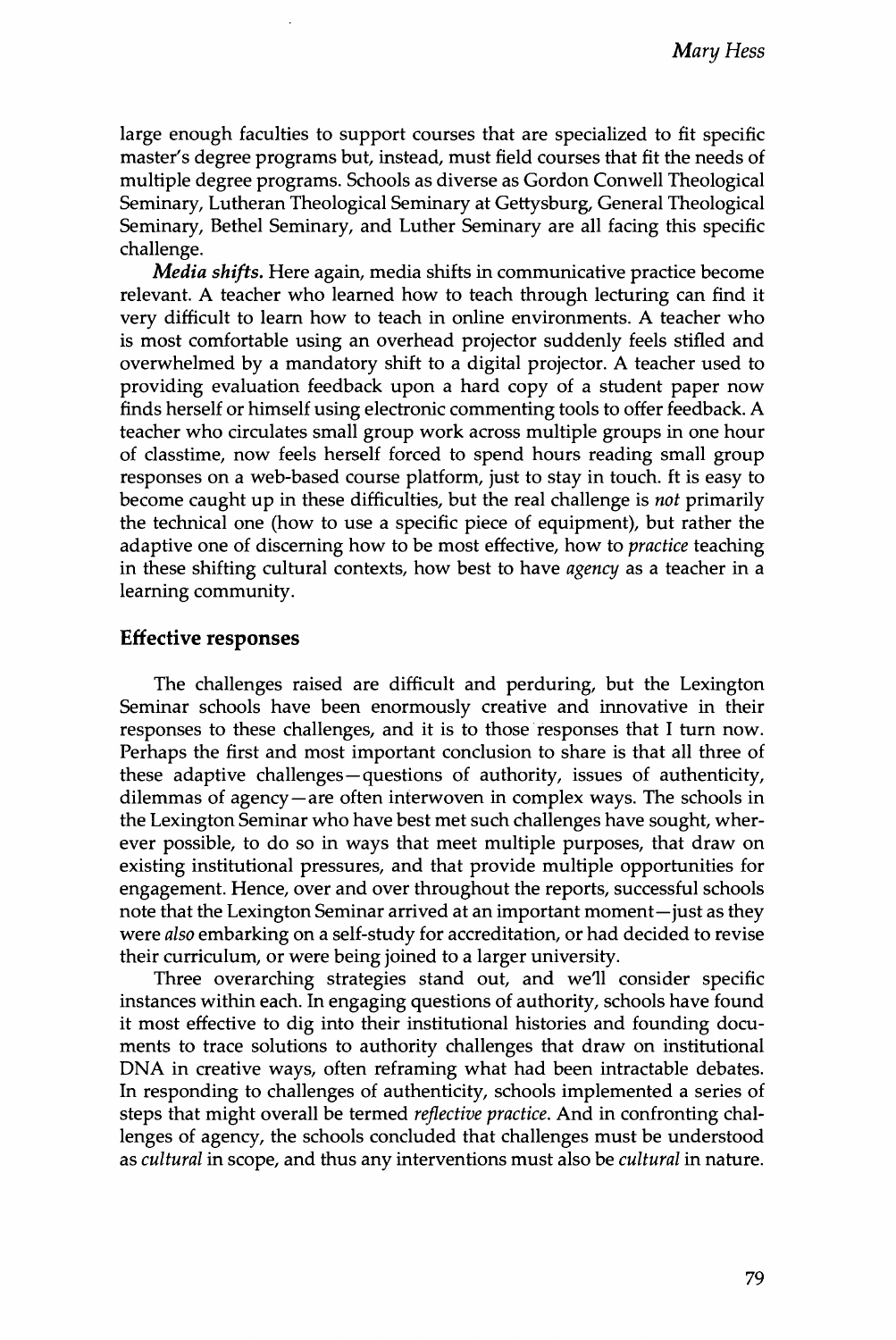large enough faculties to support courses that are specialized to fit specific master's degree programs but, instead, must field courses that fit the needs of multiple degree programs. Schools as diverse as Gordon Conwell Theological Seminary, Lutheran Theological Seminary at Gettysburg, General Theological Seminary, Bethel Seminary, and Luther Seminary are all facing this specific challenge.

*Media shifts.* Here again, media shifts in communicative practice become relevant. A teacher who learned how to teach through lecturing can find it very difficult to learn how to teach in online environments. A teacher who is most comfortable using an overhead projector suddenly feels stifled and overwhelmed by a mandatory shift to a digital projector. A teacher used to providing evaluation feedback upon a hard copy of a student paper now finds herself or himself using electronic commenting tools to offer feedback. A teacher who circulates small group work across multiple groups in one hour of classtime, now feels herself forced to spend hours reading small group responses on a web-based course platform, just to stay in touch. ft is easy to become caught up in these difficulties, but the real challenge is *not* primarily the technical one (how to use a specific piece of equipment), but rather the adaptive one of discerning how to be most effective, how to *practice* teaching in these shifting cultural contexts, how best to have *agency* as a teacher in a learning community.

## Effective responses

The challenges raised are difficult and perduring, but the Lexington Seminar schools have been enormously creative and innovative in their responses to these challenges, and it is to those responses that I turn now. Perhaps the first and most important conclusion to share is that all three of these adaptive challenges—questions of authority, issues of authenticity, dilemmas of agency—are often interwoven in complex ways. The schools in the Lexington Seminar who have best met such challenges have sought, wherever possible, to do so in ways that meet multiple purposes, that draw on existing institutional pressures, and that provide multiple opportunities for engagement. Hence, over and over throughout the reports, successful schools note that the Lexington Seminar arrived at an important moment—just as they were *also* embarking on a self-study for accreditation, or had decided to revise their curriculum, or were being joined to a larger university.

Three overarching strategies stand out, and we'll consider specific instances within each. In engaging questions of authority, schools have found it most effective to dig into their institutional histories and founding documents to trace solutions to authority challenges that draw on institutional DNA in creative ways, often reframing what had been intractable debates. In responding to challenges of authenticity, schools implemented a series of steps that might overall be termed *reflective practice*. And in confronting challenges of agency, the schools concluded that challenges must be understood as *cultural* in scope, and thus any interventions must also be *cultural* in nature.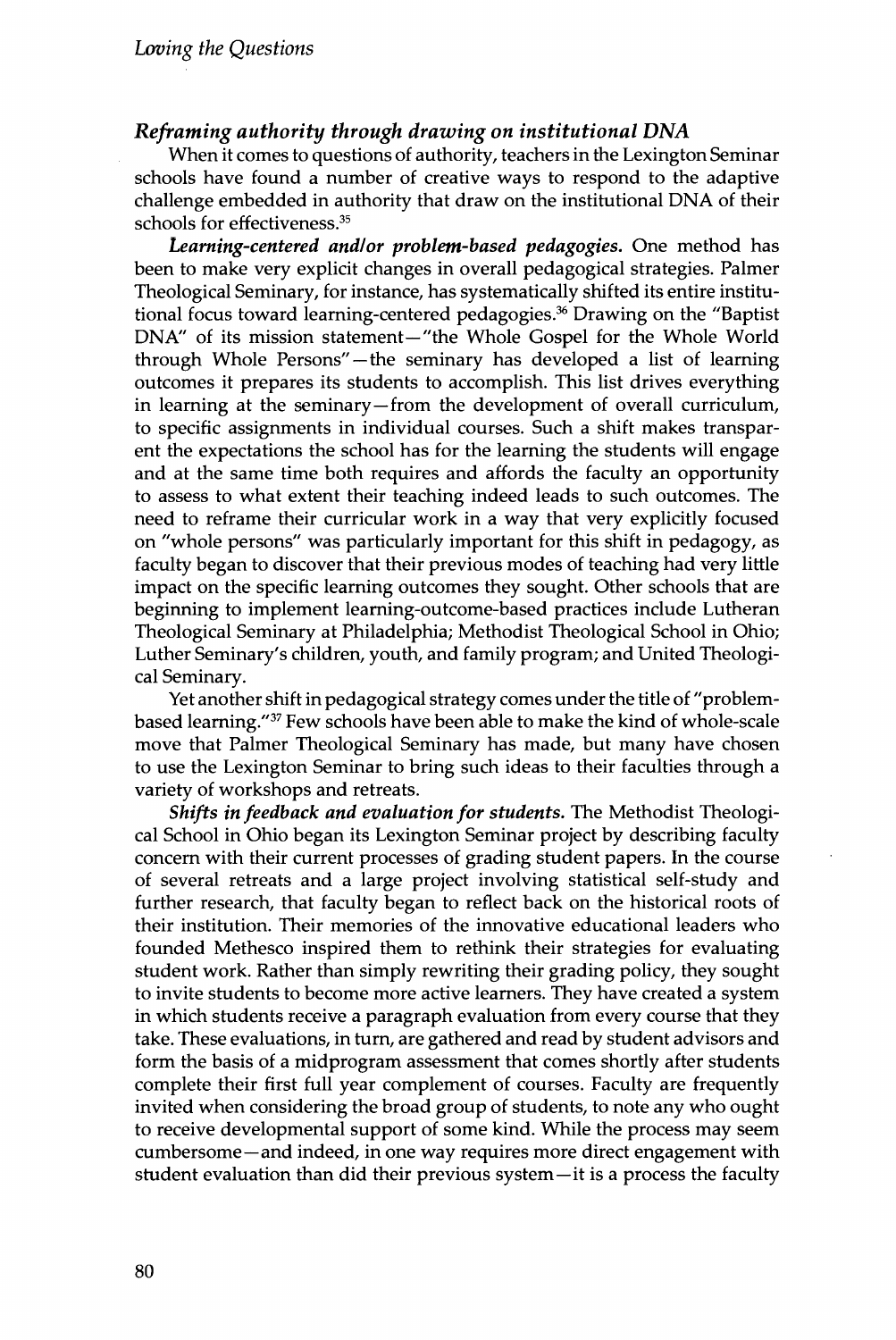### *Reframing authority through drawing on institutional DNA*

When it comes to questions of authority, teachers in the Lexington Seminar schools have found a number of creative ways to respond to the adaptive challenge embedded in authority that draw on the institutional DNA of their schools for effectiveness.[35]

***Learning-centered and/or problem-based pedagogies.*** One method has been to make very explicit changes in overall pedagogical strategies. Palmer Theological Seminary, for instance, has systematically shifted its entire institutional focus toward learning-centered pedagogies.[36] Drawing on the "Baptist DNA" of its mission statement—"the Whole Gospel for the Whole World through Whole Persons"—the seminary has developed a list of learning outcomes it prepares its students to accomplish. This list drives everything in learning at the seminary—from the development of overall curriculum, to specific assignments in individual courses. Such a shift makes transparent the expectations the school has for the learning the students will engage and at the same time both requires and affords the faculty an opportunity to assess to what extent their teaching indeed leads to such outcomes. The need to reframe their curricular work in a way that very explicitly focused on "whole persons" was particularly important for this shift in pedagogy, as faculty began to discover that their previous modes of teaching had very little impact on the specific learning outcomes they sought. Other schools that are beginning to implement learning-outcome-based practices include Lutheran Theological Seminary at Philadelphia; Methodist Theological School in Ohio; Luther Seminary's children, youth, and family program; and United Theological Seminary.

Yet another shift in pedagogical strategy comes under the title of "problem-based learning."[37] Few schools have been able to make the kind of whole-scale move that Palmer Theological Seminary has made, but many have chosen to use the Lexington Seminar to bring such ideas to their faculties through a variety of workshops and retreats.

***Shifts in feedback and evaluation for students.*** The Methodist Theological School in Ohio began its Lexington Seminar project by describing faculty concern with their current processes of grading student papers. In the course of several retreats and a large project involving statistical self-study and further research, that faculty began to reflect back on the historical roots of their institution. Their memories of the innovative educational leaders who founded Methesco inspired them to rethink their strategies for evaluating student work. Rather than simply rewriting their grading policy, they sought to invite students to become more active learners. They have created a system in which students receive a paragraph evaluation from every course that they take. These evaluations, in turn, are gathered and read by student advisors and form the basis of a midprogram assessment that comes shortly after students complete their first full year complement of courses. Faculty are frequently invited when considering the broad group of students, to note any who ought to receive developmental support of some kind. While the process may seem cumbersome—and indeed, in one way requires more direct engagement with student evaluation than did their previous system—it is a process the faculty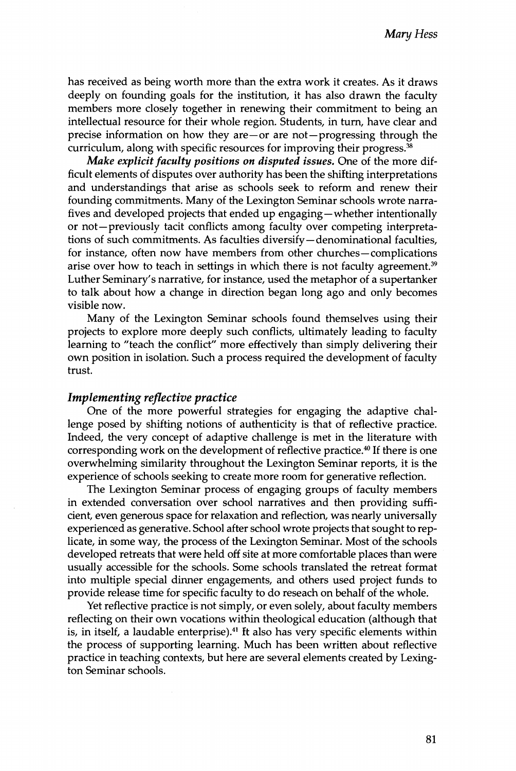has received as being worth more than the extra work it creates. As it draws deeply on founding goals for the institution, it has also drawn the faculty members more closely together in renewing their commitment to being an intellectual resource for their whole region. Students, in turn, have clear and precise information on how they are—or are not—progressing through the curriculum, along with specific resources for improving their progress.[38]

***Make explicit faculty positions on disputed issues.*** One of the more difficult elements of disputes over authority has been the shifting interpretations and understandings that arise as schools seek to reform and renew their founding commitments. Many of the Lexington Seminar schools wrote narratives and developed projects that ended up engaging—whether intentionally or not—previously tacit conflicts among faculty over competing interpretations of such commitments. As faculties diversify—denominational faculties, for instance, often now have members from other churches—complications arise over how to teach in settings in which there is not faculty agreement.[39] Luther Seminary's narrative, for instance, used the metaphor of a supertanker to talk about how a change in direction began long ago and only becomes visible now.

Many of the Lexington Seminar schools found themselves using their projects to explore more deeply such conflicts, ultimately leading to faculty learning to "teach the conflict" more effectively than simply delivering their own position in isolation. Such a process required the development of faculty trust.

### *Implementing reflective practice*

One of the more powerful strategies for engaging the adaptive challenge posed by shifting notions of authenticity is that of reflective practice. Indeed, the very concept of adaptive challenge is met in the literature with corresponding work on the development of reflective practice.[40] If there is one overwhelming similarity throughout the Lexington Seminar reports, it is the experience of schools seeking to create more room for generative reflection.

The Lexington Seminar process of engaging groups of faculty members in extended conversation over school narratives and then providing sufficient, even generous space for relaxation and reflection, was nearly universally experienced as generative. School after school wrote projects that sought to replicate, in some way, the process of the Lexington Seminar. Most of the schools developed retreats that were held off site at more comfortable places than were usually accessible for the schools. Some schools translated the retreat format into multiple special dinner engagements, and others used project funds to provide release time for specific faculty to do reseach on behalf of the whole.

Yet reflective practice is not simply, or even solely, about faculty members reflecting on their own vocations within theological education (although that is, in itself, a laudable enterprise).[41] It also has very specific elements within the process of supporting learning. Much has been written about reflective practice in teaching contexts, but here are several elements created by Lexington Seminar schools.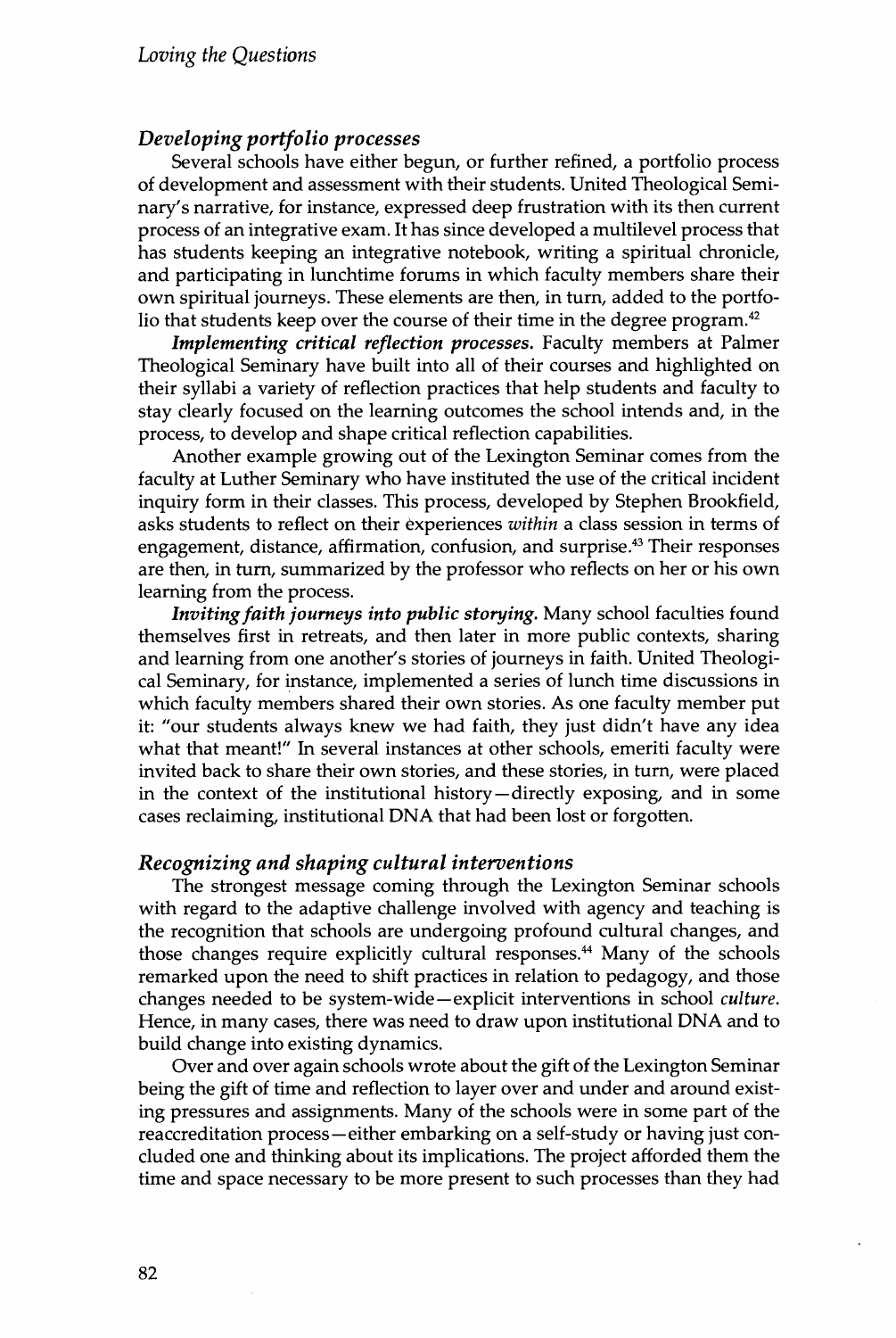### *Developing portfolio processes*

Several schools have either begun, or further refined, a portfolio process of development and assessment with their students. United Theological Seminary's narrative, for instance, expressed deep frustration with its then current process of an integrative exam. It has since developed a multilevel process that has students keeping an integrative notebook, writing a spiritual chronicle, and participating in lunchtime forums in which faculty members share their own spiritual journeys. These elements are then, in turn, added to the portfolio that students keep over the course of their time in the degree program.[42]

***Implementing critical reflection processes.*** Faculty members at Palmer Theological Seminary have built into all of their courses and highlighted on their syllabi a variety of reflection practices that help students and faculty to stay clearly focused on the learning outcomes the school intends and, in the process, to develop and shape critical reflection capabilities.

Another example growing out of the Lexington Seminar comes from the faculty at Luther Seminary who have instituted the use of the critical incident inquiry form in their classes. This process, developed by Stephen Brookfield, asks students to reflect on their experiences *within* a class session in terms of engagement, distance, affirmation, confusion, and surprise.[43] Their responses are then, in turn, summarized by the professor who reflects on her or his own learning from the process.

***Inviting faith journeys into public storying.*** Many school faculties found themselves first in retreats, and then later in more public contexts, sharing and learning from one another's stories of journeys in faith. United Theological Seminary, for instance, implemented a series of lunch time discussions in which faculty members shared their own stories. As one faculty member put it: "our students always knew we had faith, they just didn't have any idea what that meant!" In several instances at other schools, emeriti faculty were invited back to share their own stories, and these stories, in turn, were placed in the context of the institutional history—directly exposing, and in some cases reclaiming, institutional DNA that had been lost or forgotten.

### *Recognizing and shaping cultural interventions*

The strongest message coming through the Lexington Seminar schools with regard to the adaptive challenge involved with agency and teaching is the recognition that schools are undergoing profound cultural changes, and those changes require explicitly cultural responses.[44] Many of the schools remarked upon the need to shift practices in relation to pedagogy, and those changes needed to be system-wide—explicit interventions in school *culture*. Hence, in many cases, there was need to draw upon institutional DNA and to build change into existing dynamics.

Over and over again schools wrote about the gift of the Lexington Seminar being the gift of time and reflection to layer over and under and around existing pressures and assignments. Many of the schools were in some part of the reaccreditation process—either embarking on a self-study or having just concluded one and thinking about its implications. The project afforded them the time and space necessary to be more present to such processes than they had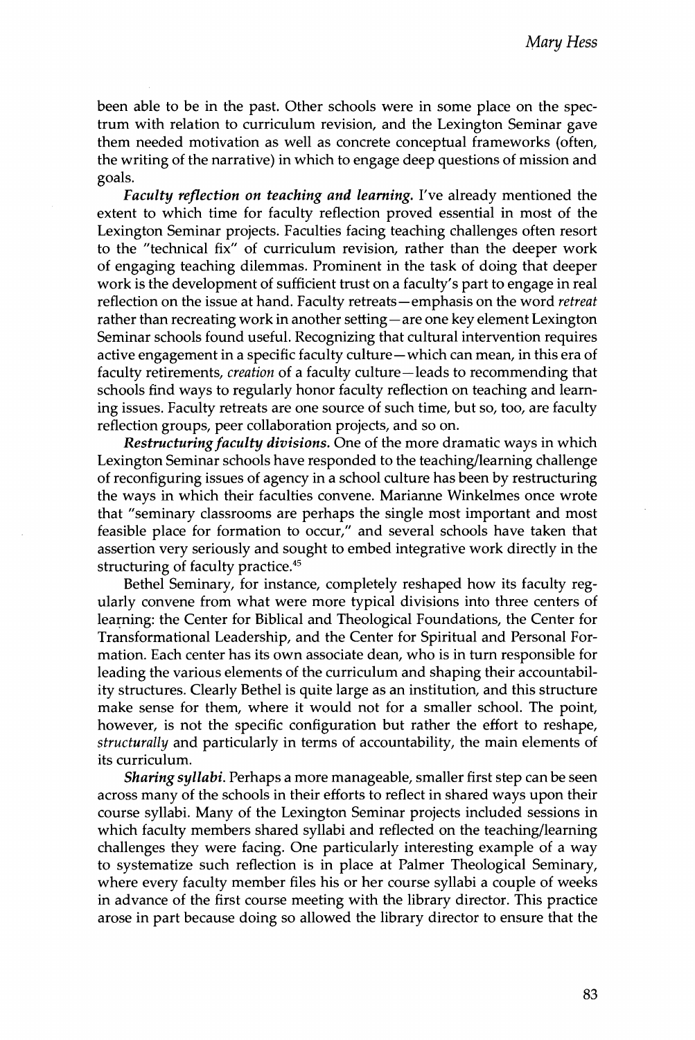been able to be in the past. Other schools were in some place on the spectrum with relation to curriculum revision, and the Lexington Seminar gave them needed motivation as well as concrete conceptual frameworks (often, the writing of the narrative) in which to engage deep questions of mission and goals.

***Faculty reflection on teaching and learning.*** I've already mentioned the extent to which time for faculty reflection proved essential in most of the Lexington Seminar projects. Faculties facing teaching challenges often resort to the "technical fix" of curriculum revision, rather than the deeper work of engaging teaching dilemmas. Prominent in the task of doing that deeper work is the development of sufficient trust on a faculty's part to engage in real reflection on the issue at hand. Faculty retreats—emphasis on the word *retreat* rather than recreating work in another setting—are one key element Lexington Seminar schools found useful. Recognizing that cultural intervention requires active engagement in a specific faculty culture—which can mean, in this era of faculty retirements, *creation* of a faculty culture—leads to recommending that schools find ways to regularly honor faculty reflection on teaching and learning issues. Faculty retreats are one source of such time, but so, too, are faculty reflection groups, peer collaboration projects, and so on.

***Restructuring faculty divisions.*** One of the more dramatic ways in which Lexington Seminar schools have responded to the teaching/learning challenge of reconfiguring issues of agency in a school culture has been by restructuring the ways in which their faculties convene. Marianne Winkelmes once wrote that "seminary classrooms are perhaps the single most important and most feasible place for formation to occur," and several schools have taken that assertion very seriously and sought to embed integrative work directly in the structuring of faculty practice.[45]

Bethel Seminary, for instance, completely reshaped how its faculty regularly convene from what were more typical divisions into three centers of learning: the Center for Biblical and Theological Foundations, the Center for Transformational Leadership, and the Center for Spiritual and Personal Formation. Each center has its own associate dean, who is in turn responsible for leading the various elements of the curriculum and shaping their accountability structures. Clearly Bethel is quite large as an institution, and this structure make sense for them, where it would not for a smaller school. The point, however, is not the specific configuration but rather the effort to reshape, *structurally* and particularly in terms of accountability, the main elements of its curriculum.

***Sharing syllabi.*** Perhaps a more manageable, smaller first step can be seen across many of the schools in their efforts to reflect in shared ways upon their course syllabi. Many of the Lexington Seminar projects included sessions in which faculty members shared syllabi and reflected on the teaching/learning challenges they were facing. One particularly interesting example of a way to systematize such reflection is in place at Palmer Theological Seminary, where every faculty member files his or her course syllabi a couple of weeks in advance of the first course meeting with the library director. This practice arose in part because doing so allowed the library director to ensure that the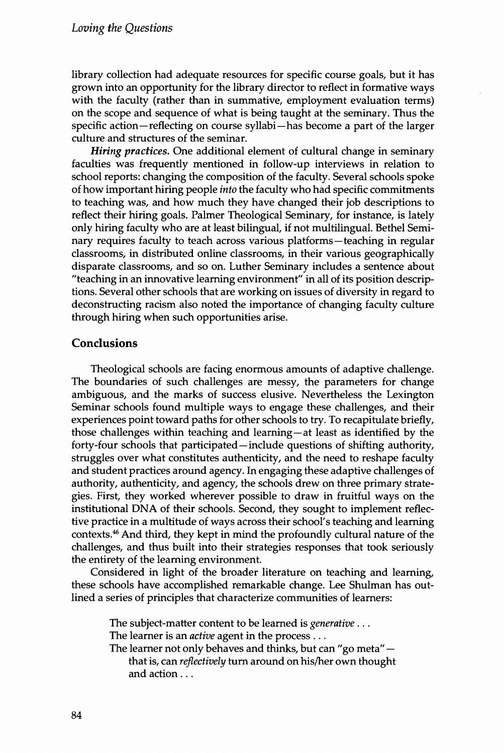library collection had adequate resources for specific course goals, but it has grown into an opportunity for the library director to reflect in formative ways with the faculty (rather than in summative, employment evaluation terms) on the scope and sequence of what is being taught at the seminary. Thus the specific action—reflecting on course syllabi—has become a part of the larger culture and structures of the seminar.

***Hiring practices.*** One additional element of cultural change in seminary faculties was frequently mentioned in follow-up interviews in relation to school reports: changing the composition of the faculty. Several schools spoke of how important hiring people *into* the faculty who had specific commitments to teaching was, and how much they have changed their job descriptions to reflect their hiring goals. Palmer Theological Seminary, for instance, is lately only hiring faculty who are at least bilingual, if not multilingual. Bethel Seminary requires faculty to teach across various platforms—teaching in regular classrooms, in distributed online classrooms, in their various geographically disparate classrooms, and so on. Luther Seminary includes a sentence about "teaching in an innovative learning environment" in all of its position descriptions. Several other schools that are working on issues of diversity in regard to deconstructing racism also noted the importance of changing faculty culture through hiring when such opportunities arise.

## Conclusions

Theological schools are facing enormous amounts of adaptive challenge. The boundaries of such challenges are messy, the parameters for change ambiguous, and the marks of success elusive. Nevertheless the Lexington Seminar schools found multiple ways to engage these challenges, and their experiences point toward paths for other schools to try. To recapitulate briefly, those challenges within teaching and learning—at least as identified by the forty-four schools that participated—include questions of shifting authority, struggles over what constitutes authenticity, and the need to reshape faculty and student practices around agency. In engaging these adaptive challenges of authority, authenticity, and agency, the schools drew on three primary strategies. First, they worked wherever possible to draw in fruitful ways on the institutional DNA of their schools. Second, they sought to implement reflective practice in a multitude of ways across their school's teaching and learning contexts.[46] And third, they kept in mind the profoundly cultural nature of the challenges, and thus built into their strategies responses that took seriously the entirety of the learning environment.

Considered in light of the broader literature on teaching and learning, these schools have accomplished remarkable change. Lee Shulman has outlined a series of principles that characterize communities of learners:

> The subject-matter content to be learned is *generative* . . .
> The learner is an *active* agent in the process . . .
> The learner not only behaves and thinks, but can "go meta"—that is, can *reflectively* turn around on his/her own thought and action . . .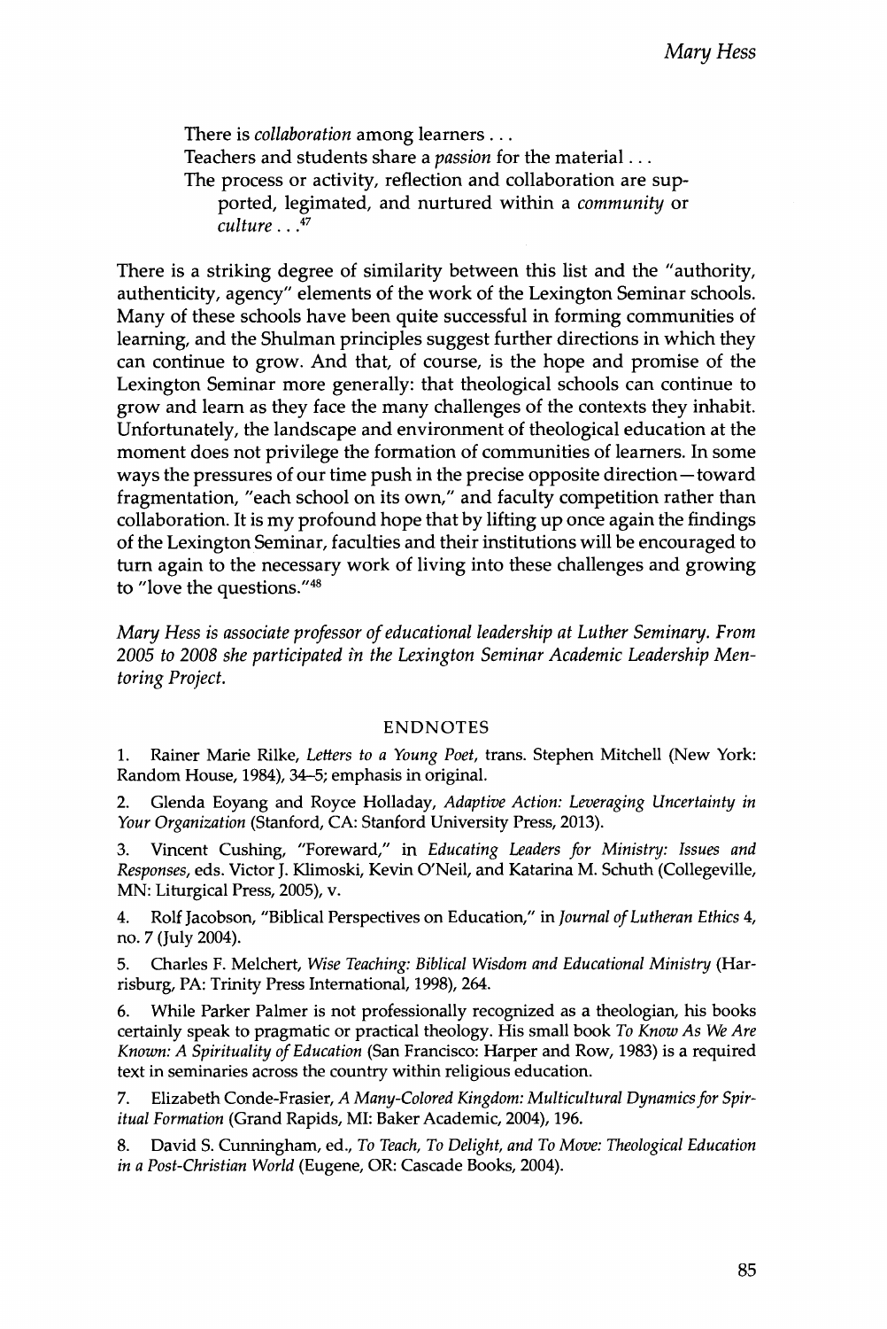There is *collaboration* among learners . . .

Teachers and students share a *passion* for the material . . .

The process or activity, reflection and collaboration are supported, legimated, and nurtured within a *community* or *culture* . . .[47]

There is a striking degree of similarity between this list and the "authority, authenticity, agency" elements of the work of the Lexington Seminar schools. Many of these schools have been quite successful in forming communities of learning, and the Shulman principles suggest further directions in which they can continue to grow. And that, of course, is the hope and promise of the Lexington Seminar more generally: that theological schools can continue to grow and learn as they face the many challenges of the contexts they inhabit. Unfortunately, the landscape and environment of theological education at the moment does not privilege the formation of communities of learners. In some ways the pressures of our time push in the precise opposite direction—toward fragmentation, "each school on its own," and faculty competition rather than collaboration. It is my profound hope that by lifting up once again the findings of the Lexington Seminar, faculties and their institutions will be encouraged to turn again to the necessary work of living into these challenges and growing to "love the questions."[48]

*Mary Hess is associate professor of educational leadership at Luther Seminary. From 2005 to 2008 she participated in the Lexington Seminar Academic Leadership Mentoring Project.*

## ENDNOTES

1. Rainer Marie Rilke, *Letters to a Young Poet*, trans. Stephen Mitchell (New York: Random House, 1984), 34–5; emphasis in original.

2. Glenda Eoyang and Royce Holladay, *Adaptive Action: Leveraging Uncertainty in Your Organization* (Stanford, CA: Stanford University Press, 2013).

3. Vincent Cushing, "Foreward," in *Educating Leaders for Ministry: Issues and Responses*, eds. Victor J. Klimoski, Kevin O'Neil, and Katarina M. Schuth (Collegeville, MN: Liturgical Press, 2005), v.

4. Rolf Jacobson, "Biblical Perspectives on Education," in *Journal of Lutheran Ethics* 4, no. 7 (July 2004).

5. Charles F. Melchert, *Wise Teaching: Biblical Wisdom and Educational Ministry* (Harrisburg, PA: Trinity Press International, 1998), 264.

6. While Parker Palmer is not professionally recognized as a theologian, his books certainly speak to pragmatic or practical theology. His small book *To Know As We Are Known: A Spirituality of Education* (San Francisco: Harper and Row, 1983) is a required text in seminaries across the country within religious education.

7. Elizabeth Conde-Frasier, *A Many-Colored Kingdom: Multicultural Dynamics for Spiritual Formation* (Grand Rapids, MI: Baker Academic, 2004), 196.

8. David S. Cunningham, ed., *To Teach, To Delight, and To Move: Theological Education in a Post-Christian World* (Eugene, OR: Cascade Books, 2004).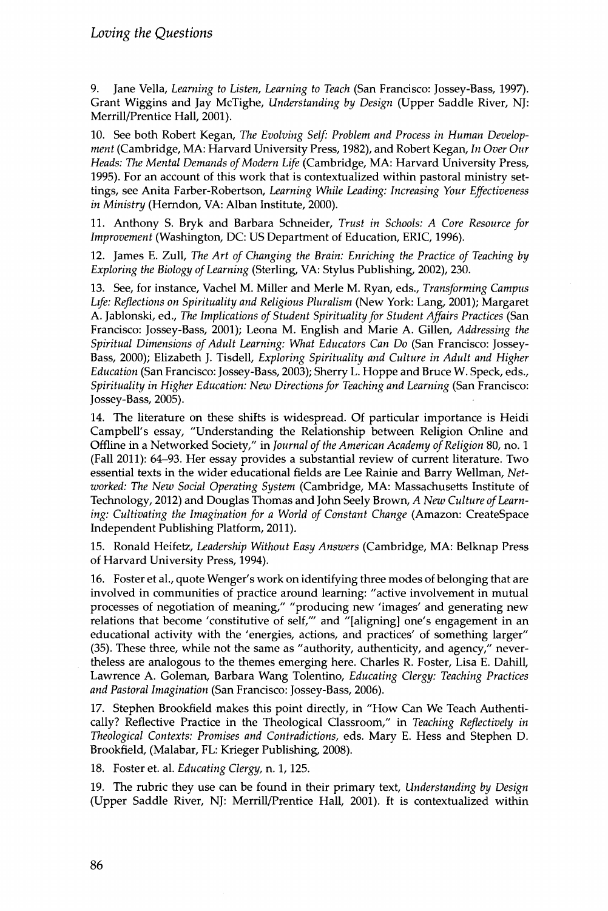9. Jane Vella, *Learning to Listen, Learning to Teach* (San Francisco: Jossey-Bass, 1997). Grant Wiggins and Jay McTighe, *Understanding by Design* (Upper Saddle River, NJ: Merrill/Prentice Hall, 2001).

10. See both Robert Kegan, *The Evolving Self: Problem and Process in Human Development* (Cambridge, MA: Harvard University Press, 1982), and Robert Kegan, *In Over Our Heads: The Mental Demands of Modern Life* (Cambridge, MA: Harvard University Press, 1995). For an account of this work that is contextualized within pastoral ministry settings, see Anita Farber-Robertson, *Learning While Leading: Increasing Your Effectiveness in Ministry* (Herndon, VA: Alban Institute, 2000).

11. Anthony S. Bryk and Barbara Schneider, *Trust in Schools: A Core Resource for Improvement* (Washington, DC: US Department of Education, ERIC, 1996).

12. James E. Zull, *The Art of Changing the Brain: Enriching the Practice of Teaching by Exploring the Biology of Learning* (Sterling, VA: Stylus Publishing, 2002), 230.

13. See, for instance, Vachel M. Miller and Merle M. Ryan, eds., *Transforming Campus Life: Reflections on Spirituality and Religious Pluralism* (New York: Lang, 2001); Margaret A. Jablonski, ed., *The Implications of Student Spirituality for Student Affairs Practices* (San Francisco: Jossey-Bass, 2001); Leona M. English and Marie A. Gillen, *Addressing the Spiritual Dimensions of Adult Learning: What Educators Can Do* (San Francisco: Jossey-Bass, 2000); Elizabeth J. Tisdell, *Exploring Spirituality and Culture in Adult and Higher Education* (San Francisco: Jossey-Bass, 2003); Sherry L. Hoppe and Bruce W. Speck, eds., *Spirituality in Higher Education: New Directions for Teaching and Learning* (San Francisco: Jossey-Bass, 2005).

14. The literature on these shifts is widespread. Of particular importance is Heidi Campbell's essay, "Understanding the Relationship between Religion Online and Offline in a Networked Society," in *Journal of the American Academy of Religion* 80, no. 1 (Fall 2011): 64–93. Her essay provides a substantial review of current literature. Two essential texts in the wider educational fields are Lee Rainie and Barry Wellman, *Networked: The New Social Operating System* (Cambridge, MA: Massachusetts Institute of Technology, 2012) and Douglas Thomas and John Seely Brown, *A New Culture of Learning: Cultivating the Imagination for a World of Constant Change* (Amazon: CreateSpace Independent Publishing Platform, 2011).

15. Ronald Heifetz, *Leadership Without Easy Answers* (Cambridge, MA: Belknap Press of Harvard University Press, 1994).

16. Foster et al., quote Wenger's work on identifying three modes of belonging that are involved in communities of practice around learning: "active involvement in mutual processes of negotiation of meaning," "producing new 'images' and generating new relations that become 'constitutive of self,'" and "[aligning] one's engagement in an educational activity with the 'energies, actions, and practices' of something larger" (35). These three, while not the same as "authority, authenticity, and agency," nevertheless are analogous to the themes emerging here. Charles R. Foster, Lisa E. Dahill, Lawrence A. Goleman, Barbara Wang Tolentino, *Educating Clergy: Teaching Practices and Pastoral Imagination* (San Francisco: Jossey-Bass, 2006).

17. Stephen Brookfield makes this point directly, in "How Can We Teach Authentically? Reflective Practice in the Theological Classroom," in *Teaching Reflectively in Theological Contexts: Promises and Contradictions*, eds. Mary E. Hess and Stephen D. Brookfield, (Malabar, FL: Krieger Publishing, 2008).

18. Foster et. al. *Educating Clergy*, n. 1, 125.

19. The rubric they use can be found in their primary text, *Understanding by Design* (Upper Saddle River, NJ: Merrill/Prentice Hall, 2001). It is contextualized within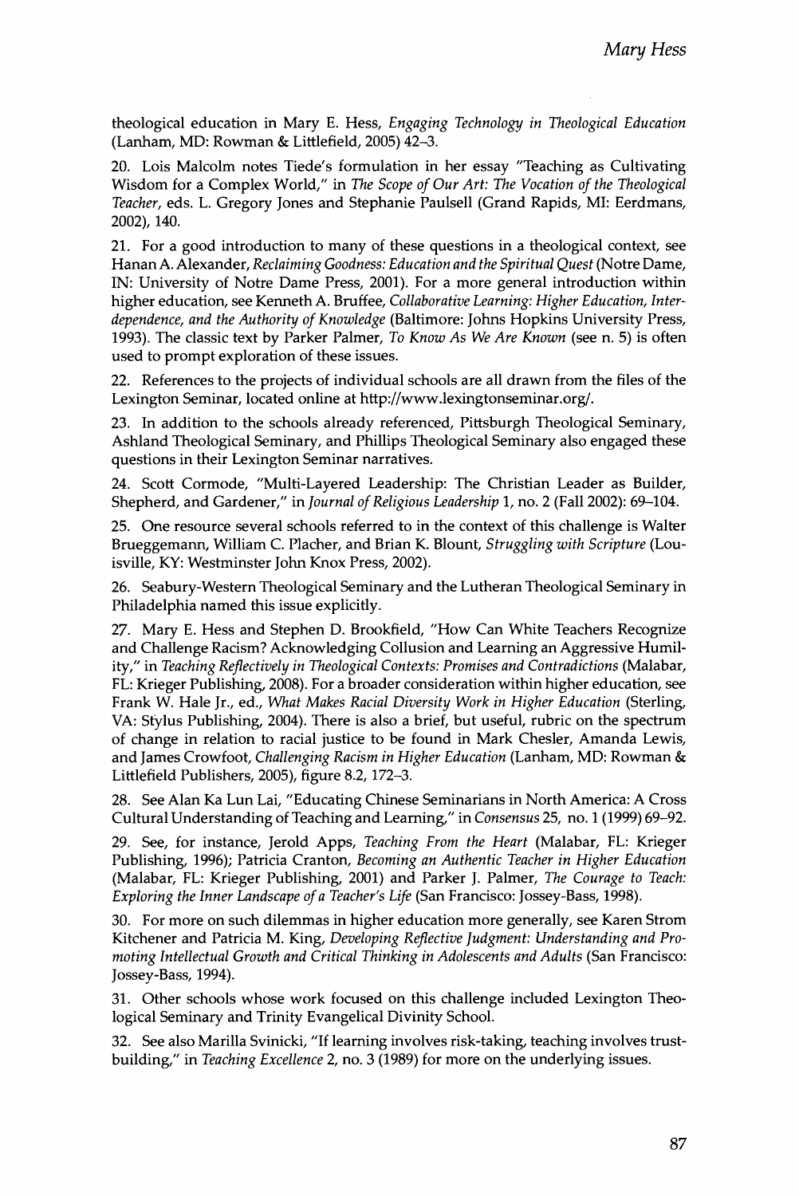theological education in Mary E. Hess, *Engaging Technology in Theological Education* (Lanham, MD: Rowman & Littlefield, 2005) 42–3.

20. Lois Malcolm notes Tiede's formulation in her essay "Teaching as Cultivating Wisdom for a Complex World," in *The Scope of Our Art: The Vocation of the Theological Teacher*, eds. L. Gregory Jones and Stephanie Paulsell (Grand Rapids, MI: Eerdmans, 2002), 140.

21. For a good introduction to many of these questions in a theological context, see Hanan A. Alexander, *Reclaiming Goodness: Education and the Spiritual Quest* (Notre Dame, IN: University of Notre Dame Press, 2001). For a more general introduction within higher education, see Kenneth A. Bruffee, *Collaborative Learning: Higher Education, Interdependence, and the Authority of Knowledge* (Baltimore: Johns Hopkins University Press, 1993). The classic text by Parker Palmer, *To Know As We Are Known* (see n. 5) is often used to prompt exploration of these issues.

22. References to the projects of individual schools are all drawn from the files of the Lexington Seminar, located online at http://www.lexingtonseminar.org/.

23. In addition to the schools already referenced, Pittsburgh Theological Seminary, Ashland Theological Seminary, and Phillips Theological Seminary also engaged these questions in their Lexington Seminar narratives.

24. Scott Cormode, "Multi-Layered Leadership: The Christian Leader as Builder, Shepherd, and Gardener," in *Journal of Religious Leadership* 1, no. 2 (Fall 2002): 69–104.

25. One resource several schools referred to in the context of this challenge is Walter Brueggemann, William C. Placher, and Brian K. Blount, *Struggling with Scripture* (Louisville, KY: Westminster John Knox Press, 2002).

26. Seabury-Western Theological Seminary and the Lutheran Theological Seminary in Philadelphia named this issue explicitly.

27. Mary E. Hess and Stephen D. Brookfield, "How Can White Teachers Recognize and Challenge Racism? Acknowledging Collusion and Learning an Aggressive Humility," in *Teaching Reflectively in Theological Contexts: Promises and Contradictions* (Malabar, FL: Krieger Publishing, 2008). For a broader consideration within higher education, see Frank W. Hale Jr., ed., *What Makes Racial Diversity Work in Higher Education* (Sterling, VA: Stylus Publishing, 2004). There is also a brief, but useful, rubric on the spectrum of change in relation to racial justice to be found in Mark Chesler, Amanda Lewis, and James Crowfoot, *Challenging Racism in Higher Education* (Lanham, MD: Rowman & Littlefield Publishers, 2005), figure 8.2, 172–3.

28. See Alan Ka Lun Lai, "Educating Chinese Seminarians in North America: A Cross Cultural Understanding of Teaching and Learning," in *Consensus* 25, no. 1 (1999) 69–92.

29. See, for instance, Jerold Apps, *Teaching From the Heart* (Malabar, FL: Krieger Publishing, 1996); Patricia Cranton, *Becoming an Authentic Teacher in Higher Education* (Malabar, FL: Krieger Publishing, 2001) and Parker J. Palmer, *The Courage to Teach: Exploring the Inner Landscape of a Teacher's Life* (San Francisco: Jossey-Bass, 1998).

30. For more on such dilemmas in higher education more generally, see Karen Strom Kitchener and Patricia M. King, *Developing Reflective Judgment: Understanding and Promoting Intellectual Growth and Critical Thinking in Adolescents and Adults* (San Francisco: Jossey-Bass, 1994).

31. Other schools whose work focused on this challenge included Lexington Theological Seminary and Trinity Evangelical Divinity School.

32. See also Marilla Svinicki, "If learning involves risk-taking, teaching involves trust-building," in *Teaching Excellence* 2, no. 3 (1989) for more on the underlying issues.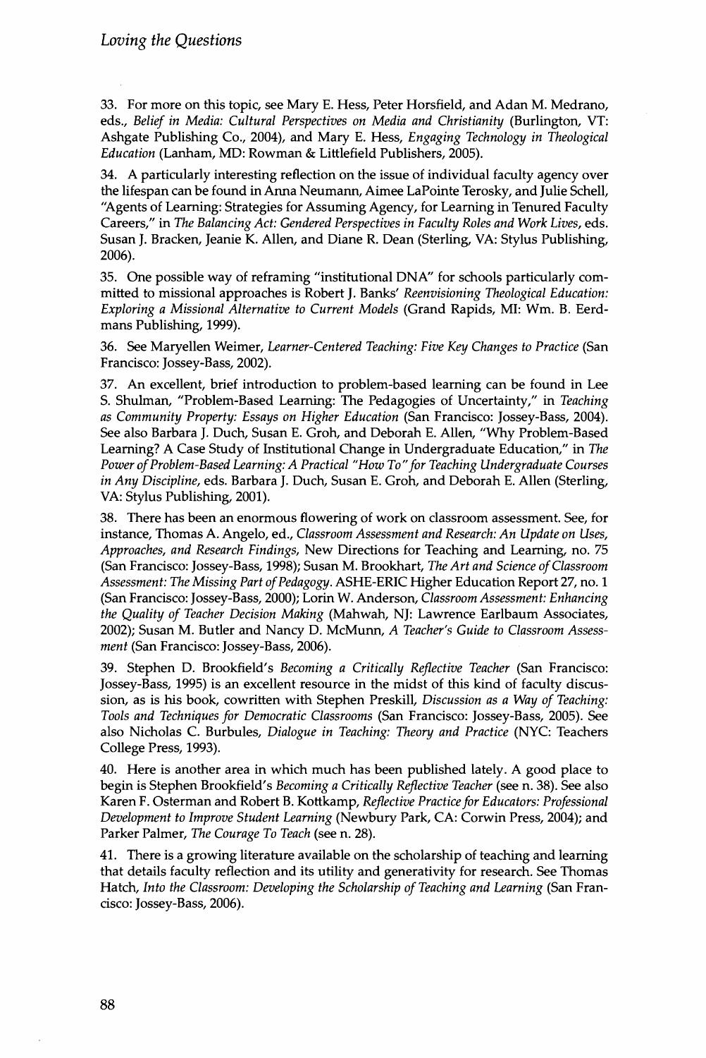33. For more on this topic, see Mary E. Hess, Peter Horsfield, and Adan M. Medrano, eds., *Belief in Media: Cultural Perspectives on Media and Christianity* (Burlington, VT: Ashgate Publishing Co., 2004), and Mary E. Hess, *Engaging Technology in Theological Education* (Lanham, MD: Rowman & Littlefield Publishers, 2005).

34. A particularly interesting reflection on the issue of individual faculty agency over the lifespan can be found in Anna Neumann, Aimee LaPointe Terosky, and Julie Schell, "Agents of Learning: Strategies for Assuming Agency, for Learning in Tenured Faculty Careers," in *The Balancing Act: Gendered Perspectives in Faculty Roles and Work Lives*, eds. Susan J. Bracken, Jeanie K. Allen, and Diane R. Dean (Sterling, VA: Stylus Publishing, 2006).

35. One possible way of reframing "institutional DNA" for schools particularly committed to missional approaches is Robert J. Banks' *Reenvisioning Theological Education: Exploring a Missional Alternative to Current Models* (Grand Rapids, MI: Wm. B. Eerdmans Publishing, 1999).

36. See Maryellen Weimer, *Learner-Centered Teaching: Five Key Changes to Practice* (San Francisco: Jossey-Bass, 2002).

37. An excellent, brief introduction to problem-based learning can be found in Lee S. Shulman, "Problem-Based Learning: The Pedagogies of Uncertainty," in *Teaching as Community Property: Essays on Higher Education* (San Francisco: Jossey-Bass, 2004). See also Barbara J. Duch, Susan E. Groh, and Deborah E. Allen, "Why Problem-Based Learning? A Case Study of Institutional Change in Undergraduate Education," in *The Power of Problem-Based Learning: A Practical "How To" for Teaching Undergraduate Courses in Any Discipline*, eds. Barbara J. Duch, Susan E. Groh, and Deborah E. Allen (Sterling, VA: Stylus Publishing, 2001).

38. There has been an enormous flowering of work on classroom assessment. See, for instance, Thomas A. Angelo, ed., *Classroom Assessment and Research: An Update on Uses, Approaches, and Research Findings*, New Directions for Teaching and Learning, no. 75 (San Francisco: Jossey-Bass, 1998); Susan M. Brookhart, *The Art and Science of Classroom Assessment: The Missing Part of Pedagogy*. ASHE-ERIC Higher Education Report 27, no. 1 (San Francisco: Jossey-Bass, 2000); Lorin W. Anderson, *Classroom Assessment: Enhancing the Quality of Teacher Decision Making* (Mahwah, NJ: Lawrence Earlbaum Associates, 2002); Susan M. Butler and Nancy D. McMunn, *A Teacher's Guide to Classroom Assessment* (San Francisco: Jossey-Bass, 2006).

39. Stephen D. Brookfield's *Becoming a Critically Reflective Teacher* (San Francisco: Jossey-Bass, 1995) is an excellent resource in the midst of this kind of faculty discussion, as is his book, cowritten with Stephen Preskill, *Discussion as a Way of Teaching: Tools and Techniques for Democratic Classrooms* (San Francisco: Jossey-Bass, 2005). See also Nicholas C. Burbules, *Dialogue in Teaching: Theory and Practice* (NYC: Teachers College Press, 1993).

40. Here is another area in which much has been published lately. A good place to begin is Stephen Brookfield's *Becoming a Critically Reflective Teacher* (see n. 38). See also Karen F. Osterman and Robert B. Kottkamp, *Reflective Practice for Educators: Professional Development to Improve Student Learning* (Newbury Park, CA: Corwin Press, 2004); and Parker Palmer, *The Courage To Teach* (see n. 28).

41. There is a growing literature available on the scholarship of teaching and learning that details faculty reflection and its utility and generativity for research. See Thomas Hatch, *Into the Classroom: Developing the Scholarship of Teaching and Learning* (San Francisco: Jossey-Bass, 2006).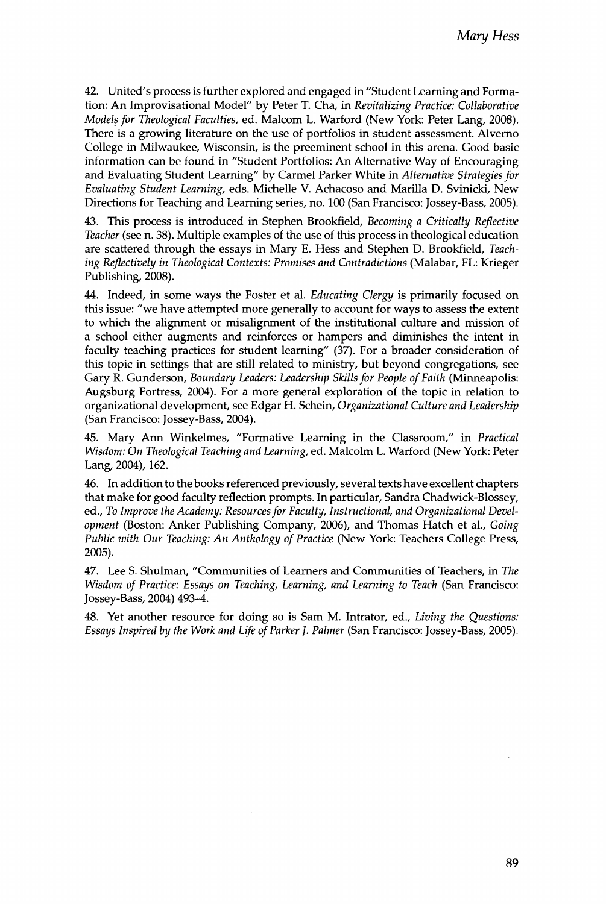42. United's process is further explored and engaged in "Student Learning and Formation: An Improvisational Model" by Peter T. Cha, in *Revitalizing Practice: Collaborative Models for Theological Faculties*, ed. Malcom L. Warford (New York: Peter Lang, 2008). There is a growing literature on the use of portfolios in student assessment. Alverno College in Milwaukee, Wisconsin, is the preeminent school in this arena. Good basic information can be found in "Student Portfolios: An Alternative Way of Encouraging and Evaluating Student Learning" by Carmel Parker White in *Alternative Strategies for Evaluating Student Learning*, eds. Michelle V. Achacoso and Marilla D. Svinicki, New Directions for Teaching and Learning series, no. 100 (San Francisco: Jossey-Bass, 2005).

43. This process is introduced in Stephen Brookfield, *Becoming a Critically Reflective Teacher* (see n. 38). Multiple examples of the use of this process in theological education are scattered through the essays in Mary E. Hess and Stephen D. Brookfield, *Teaching Reflectively in Theological Contexts: Promises and Contradictions* (Malabar, FL: Krieger Publishing, 2008).

44. Indeed, in some ways the Foster et al. *Educating Clergy* is primarily focused on this issue: "we have attempted more generally to account for ways to assess the extent to which the alignment or misalignment of the institutional culture and mission of a school either augments and reinforces or hampers and diminishes the intent in faculty teaching practices for student learning" (37). For a broader consideration of this topic in settings that are still related to ministry, but beyond congregations, see Gary R. Gunderson, *Boundary Leaders: Leadership Skills for People of Faith* (Minneapolis: Augsburg Fortress, 2004). For a more general exploration of the topic in relation to organizational development, see Edgar H. Schein, *Organizational Culture and Leadership* (San Francisco: Jossey-Bass, 2004).

45. Mary Ann Winkelmes, "Formative Learning in the Classroom," in *Practical Wisdom: On Theological Teaching and Learning*, ed. Malcolm L. Warford (New York: Peter Lang, 2004), 162.

46. In addition to the books referenced previously, several texts have excellent chapters that make for good faculty reflection prompts. In particular, Sandra Chadwick-Blossey, ed., *To Improve the Academy: Resources for Faculty, Instructional, and Organizational Development* (Boston: Anker Publishing Company, 2006), and Thomas Hatch et al., *Going Public with Our Teaching: An Anthology of Practice* (New York: Teachers College Press, 2005).

47. Lee S. Shulman, "Communities of Learners and Communities of Teachers, in *The Wisdom of Practice: Essays on Teaching, Learning, and Learning to Teach* (San Francisco: Jossey-Bass, 2004) 493–4.

48. Yet another resource for doing so is Sam M. Intrator, ed., *Living the Questions: Essays Inspired by the Work and Life of Parker J. Palmer* (San Francisco: Jossey-Bass, 2005).